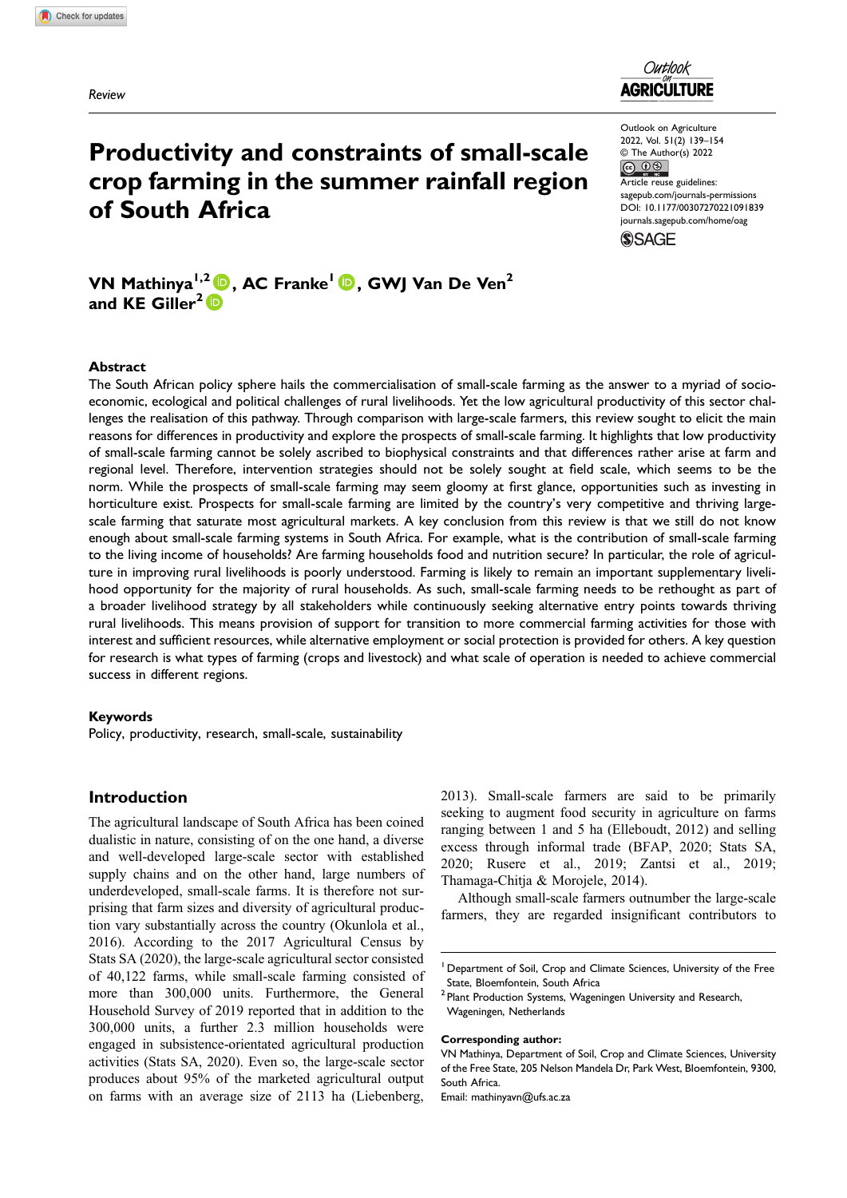*Review*

# Productivity and constraints of small-scale crop farming in the summer rainfall region of South Africa

Outlook on Agriculture
2022, Vol. 51(2) 139–154
© The Author(s) 2022
Article reuse guidelines:
sagepub.com/journals-permissions
DOI: 10.1177/00307270221091839
journals.sagepub.com/home/oag

**VN Mathinya[1,2], AC Franke[1], GWJ Van De Ven[2] and KE Giller[2]**

## Abstract

The South African policy sphere hails the commercialisation of small-scale farming as the answer to a myriad of socio-economic, ecological and political challenges of rural livelihoods. Yet the low agricultural productivity of this sector challenges the realisation of this pathway. Through comparison with large-scale farmers, this review sought to elicit the main reasons for differences in productivity and explore the prospects of small-scale farming. It highlights that low productivity of small-scale farming cannot be solely ascribed to biophysical constraints and that differences rather arise at farm and regional level. Therefore, intervention strategies should not be solely sought at field scale, which seems to be the norm. While the prospects of small-scale farming may seem gloomy at first glance, opportunities such as investing in horticulture exist. Prospects for small-scale farming are limited by the country's very competitive and thriving large-scale farming that saturate most agricultural markets. A key conclusion from this review is that we still do not know enough about small-scale farming systems in South Africa. For example, what is the contribution of small-scale farming to the living income of households? Are farming households food and nutrition secure? In particular, the role of agriculture in improving rural livelihoods is poorly understood. Farming is likely to remain an important supplementary livelihood opportunity for the majority of rural households. As such, small-scale farming needs to be rethought as part of a broader livelihood strategy by all stakeholders while continuously seeking alternative entry points towards thriving rural livelihoods. This means provision of support for transition to more commercial farming activities for those with interest and sufficient resources, while alternative employment or social protection is provided for others. A key question for research is what types of farming (crops and livestock) and what scale of operation is needed to achieve commercial success in different regions.

## Keywords

Policy, productivity, research, small-scale, sustainability

## Introduction

The agricultural landscape of South Africa has been coined dualistic in nature, consisting of on the one hand, a diverse and well-developed large-scale sector with established supply chains and on the other hand, large numbers of underdeveloped, small-scale farms. It is therefore not surprising that farm sizes and diversity of agricultural production vary substantially across the country (Okunlola et al., 2016). According to the 2017 Agricultural Census by Stats SA (2020), the large-scale agricultural sector consisted of 40,122 farms, while small-scale farming consisted of more than 300,000 units. Furthermore, the General Household Survey of 2019 reported that in addition to the 300,000 units, a further 2.3 million households were engaged in subsistence-orientated agricultural production activities (Stats SA, 2020). Even so, the large-scale sector produces about 95% of the marketed agricultural output on farms with an average size of 2113 ha (Liebenberg, 2013). Small-scale farmers are said to be primarily seeking to augment food security in agriculture on farms ranging between 1 and 5 ha (Elleboudt, 2012) and selling excess through informal trade (BFAP, 2020; Stats SA, 2020; Rusere et al., 2019; Zantsi et al., 2019; Thamaga-Chitja & Morojele, 2014).

Although small-scale farmers outnumber the large-scale farmers, they are regarded insignificant contributors to

---

[1] Department of Soil, Crop and Climate Sciences, University of the Free State, Bloemfontein, South Africa
[2] Plant Production Systems, Wageningen University and Research, Wageningen, Netherlands

**Corresponding author:**
VN Mathinya, Department of Soil, Crop and Climate Sciences, University of the Free State, 205 Nelson Mandela Dr, Park West, Bloemfontein, 9300, South Africa.
Email: mathinyavn@ufs.ac.za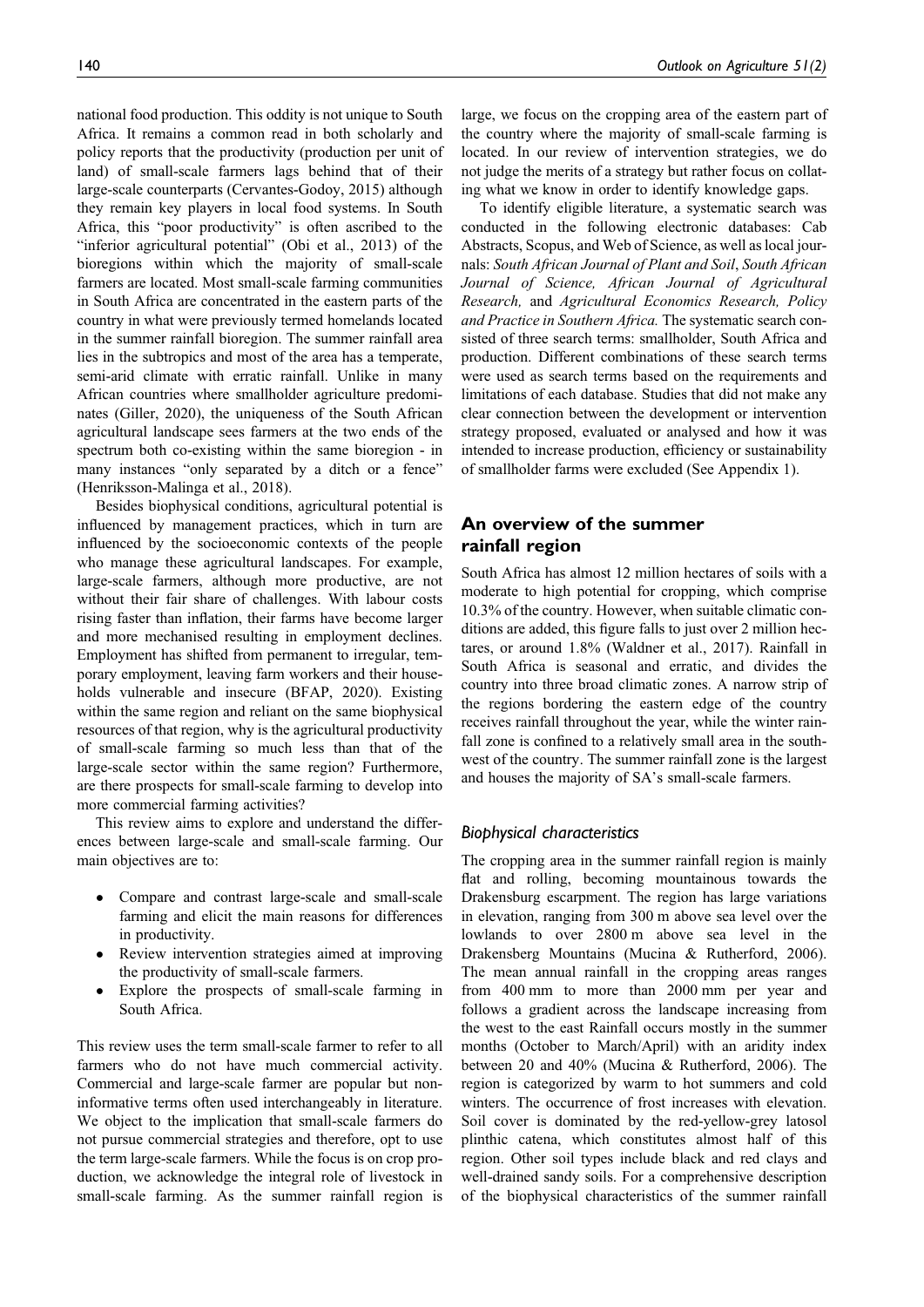national food production. This oddity is not unique to South Africa. It remains a common read in both scholarly and policy reports that the productivity (production per unit of land) of small-scale farmers lags behind that of their large-scale counterparts (Cervantes-Godoy, 2015) although they remain key players in local food systems. In South Africa, this "poor productivity" is often ascribed to the "inferior agricultural potential" (Obi et al., 2013) of the bioregions within which the majority of small-scale farmers are located. Most small-scale farming communities in South Africa are concentrated in the eastern parts of the country in what were previously termed homelands located in the summer rainfall bioregion. The summer rainfall area lies in the subtropics and most of the area has a temperate, semi-arid climate with erratic rainfall. Unlike in many African countries where smallholder agriculture predominates (Giller, 2020), the uniqueness of the South African agricultural landscape sees farmers at the two ends of the spectrum both co-existing within the same bioregion - in many instances "only separated by a ditch or a fence" (Henriksson-Malinga et al., 2018).

Besides biophysical conditions, agricultural potential is influenced by management practices, which in turn are influenced by the socioeconomic contexts of the people who manage these agricultural landscapes. For example, large-scale farmers, although more productive, are not without their fair share of challenges. With labour costs rising faster than inflation, their farms have become larger and more mechanised resulting in employment declines. Employment has shifted from permanent to irregular, temporary employment, leaving farm workers and their households vulnerable and insecure (BFAP, 2020). Existing within the same region and reliant on the same biophysical resources of that region, why is the agricultural productivity of small-scale farming so much less than that of the large-scale sector within the same region? Furthermore, are there prospects for small-scale farming to develop into more commercial farming activities?

This review aims to explore and understand the differences between large-scale and small-scale farming. Our main objectives are to:

- Compare and contrast large-scale and small-scale farming and elicit the main reasons for differences in productivity.
- Review intervention strategies aimed at improving the productivity of small-scale farmers.
- Explore the prospects of small-scale farming in South Africa.

This review uses the term small-scale farmer to refer to all farmers who do not have much commercial activity. Commercial and large-scale farmer are popular but non-informative terms often used interchangeably in literature. We object to the implication that small-scale farmers do not pursue commercial strategies and therefore, opt to use the term large-scale farmers. While the focus is on crop production, we acknowledge the integral role of livestock in small-scale farming. As the summer rainfall region is large, we focus on the cropping area of the eastern part of the country where the majority of small-scale farming is located. In our review of intervention strategies, we do not judge the merits of a strategy but rather focus on collating what we know in order to identify knowledge gaps.

To identify eligible literature, a systematic search was conducted in the following electronic databases: Cab Abstracts, Scopus, and Web of Science, as well as local journals: *South African Journal of Plant and Soil*, *South African Journal of Science, African Journal of Agricultural Research,* and *Agricultural Economics Research, Policy and Practice in Southern Africa.* The systematic search consisted of three search terms: smallholder, South Africa and production. Different combinations of these search terms were used as search terms based on the requirements and limitations of each database. Studies that did not make any clear connection between the development or intervention strategy proposed, evaluated or analysed and how it was intended to increase production, efficiency or sustainability of smallholder farms were excluded (See Appendix 1).

## An overview of the summer rainfall region

South Africa has almost 12 million hectares of soils with a moderate to high potential for cropping, which comprise 10.3% of the country. However, when suitable climatic conditions are added, this figure falls to just over 2 million hectares, or around 1.8% (Waldner et al., 2017). Rainfall in South Africa is seasonal and erratic, and divides the country into three broad climatic zones. A narrow strip of the regions bordering the eastern edge of the country receives rainfall throughout the year, while the winter rainfall zone is confined to a relatively small area in the southwest of the country. The summer rainfall zone is the largest and houses the majority of SA's small-scale farmers.

### *Biophysical characteristics*

The cropping area in the summer rainfall region is mainly flat and rolling, becoming mountainous towards the Drakensburg escarpment. The region has large variations in elevation, ranging from 300 m above sea level over the lowlands to over 2800 m above sea level in the Drakensberg Mountains (Mucina & Rutherford, 2006). The mean annual rainfall in the cropping areas ranges from 400 mm to more than 2000 mm per year and follows a gradient across the landscape increasing from the west to the east Rainfall occurs mostly in the summer months (October to March/April) with an aridity index between 20 and 40% (Mucina & Rutherford, 2006). The region is categorized by warm to hot summers and cold winters. The occurrence of frost increases with elevation. Soil cover is dominated by the red-yellow-grey latosol plinthic catena, which constitutes almost half of this region. Other soil types include black and red clays and well-drained sandy soils. For a comprehensive description of the biophysical characteristics of the summer rainfall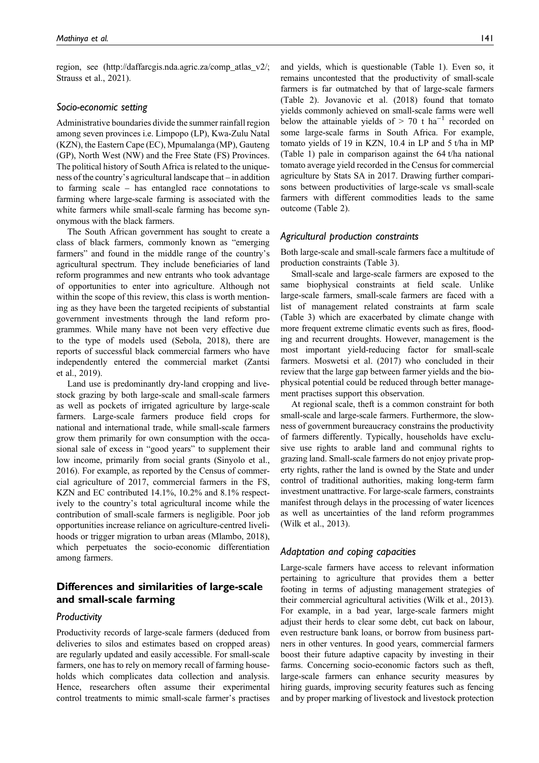region, see (http://daffarcgis.nda.agric.za/comp_atlas_v2/; Strauss et al., 2021).

### *Socio-economic setting*

Administrative boundaries divide the summer rainfall region among seven provinces i.e. Limpopo (LP), Kwa-Zulu Natal (KZN), the Eastern Cape (EC), Mpumalanga (MP), Gauteng (GP), North West (NW) and the Free State (FS) Provinces. The political history of South Africa is related to the uniqueness of the country's agricultural landscape that – in addition to farming scale – has entangled race connotations to farming where large-scale farming is associated with the white farmers while small-scale farming has become synonymous with the black farmers.

The South African government has sought to create a class of black farmers, commonly known as "emerging farmers" and found in the middle range of the country's agricultural spectrum. They include beneficiaries of land reform programmes and new entrants who took advantage of opportunities to enter into agriculture. Although not within the scope of this review, this class is worth mentioning as they have been the targeted recipients of substantial government investments through the land reform programmes. While many have not been very effective due to the type of models used (Sebola, 2018), there are reports of successful black commercial farmers who have independently entered the commercial market (Zantsi et al., 2019).

Land use is predominantly dry-land cropping and livestock grazing by both large-scale and small-scale farmers as well as pockets of irrigated agriculture by large-scale farmers. Large-scale farmers produce field crops for national and international trade, while small-scale farmers grow them primarily for own consumption with the occasional sale of excess in "good years" to supplement their low income, primarily from social grants (Sinyolo et al., 2016). For example, as reported by the Census of commercial agriculture of 2017, commercial farmers in the FS, KZN and EC contributed 14.1%, 10.2% and 8.1% respectively to the country's total agricultural income while the contribution of small-scale farmers is negligible. Poor job opportunities increase reliance on agriculture-centred livelihoods or trigger migration to urban areas (Mlambo, 2018), which perpetuates the socio-economic differentiation among farmers.

## Differences and similarities of large-scale and small-scale farming

### *Productivity*

Productivity records of large-scale farmers (deduced from deliveries to silos and estimates based on cropped areas) are regularly updated and easily accessible. For small-scale farmers, one has to rely on memory recall of farming households which complicates data collection and analysis. Hence, researchers often assume their experimental control treatments to mimic small-scale farmer's practises and yields, which is questionable (Table 1). Even so, it remains uncontested that the productivity of small-scale farmers is far outmatched by that of large-scale farmers (Table 2). Jovanovic et al. (2018) found that tomato yields commonly achieved on small-scale farms were well below the attainable yields of > 70 t $ha^{-1}$ recorded on some large-scale farms in South Africa. For example, tomato yields of 19 in KZN, 10.4 in LP and 5 t/ha in MP (Table 1) pale in comparison against the 64 t/ha national tomato average yield recorded in the Census for commercial agriculture by Stats SA in 2017. Drawing further comparisons between productivities of large-scale vs small-scale farmers with different commodities leads to the same outcome (Table 2).

### *Agricultural production constraints*

Both large-scale and small-scale farmers face a multitude of production constraints (Table 3).

Small-scale and large-scale farmers are exposed to the same biophysical constraints at field scale. Unlike large-scale farmers, small-scale farmers are faced with a list of management related constraints at farm scale (Table 3) which are exacerbated by climate change with more frequent extreme climatic events such as fires, flooding and recurrent droughts. However, management is the most important yield-reducing factor for small-scale farmers. Moswetsi et al. (2017) who concluded in their review that the large gap between farmer yields and the biophysical potential could be reduced through better management practises support this observation.

At regional scale, theft is a common constraint for both small-scale and large-scale farmers. Furthermore, the slowness of government bureaucracy constrains the productivity of farmers differently. Typically, households have exclusive use rights to arable land and communal rights to grazing land. Small-scale farmers do not enjoy private property rights, rather the land is owned by the State and under control of traditional authorities, making long-term farm investment unattractive. For large-scale farmers, constraints manifest through delays in the processing of water licences as well as uncertainties of the land reform programmes (Wilk et al., 2013).

### *Adaptation and coping capacities*

Large-scale farmers have access to relevant information pertaining to agriculture that provides them a better footing in terms of adjusting management strategies of their commercial agricultural activities (Wilk et al., 2013). For example, in a bad year, large-scale farmers might adjust their herds to clear some debt, cut back on labour, even restructure bank loans, or borrow from business partners in other ventures. In good years, commercial farmers boost their future adaptive capacity by investing in their farms. Concerning socio-economic factors such as theft, large-scale farmers can enhance security measures by hiring guards, improving security features such as fencing and by proper marking of livestock and livestock protection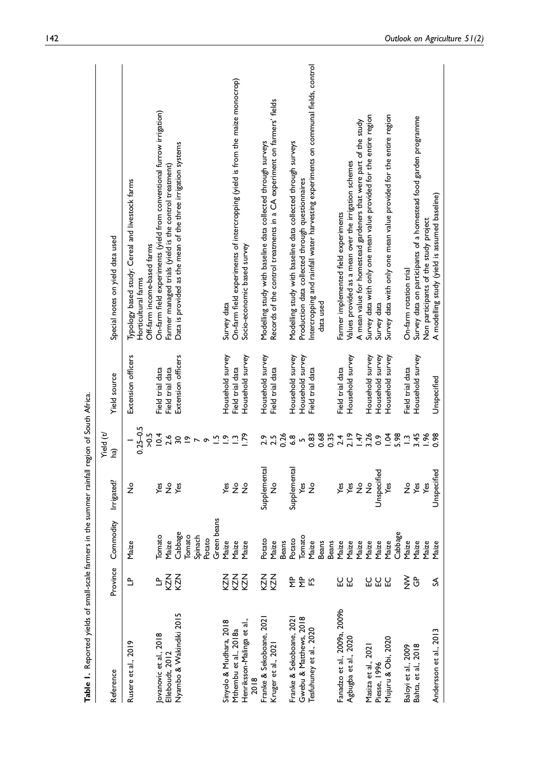**Table 1.** Reported yields of small-scale farmers in the summer rainfall region of South Africa.

| Reference | Province | Commodity | Irrigated? | Yield (t/ha) | Yield source | Special notes on yield data used |
|---|---|---|---|---|---|---|
| Rusere et al., 2019 | LP | Maize | No | 1 | Extension officers | Typology based study: Cereal and livestock farms |
| | | | | 0.25–0.5 | | Horticultural farms |
| | | | | >0.5 | | Off-farm income-based farms |
| Jovanovic et al., 2018 | LP | Tomato | Yes | 10.4 | Field trial data | On-farm field experiments (yield from conventional furrow irrigation) |
| Elleboudt, 2012 | KZN | Maize | No | 2.6 | Field trial data | Farmer managed trials (yield is the control treatment) |
| Nyambo & Wakindiki 2015 | KZN | Cabbage | Yes | 30 | Extension officers | Data is provided as the mean of the three irrigation systems |
| | | Tomato | | 19 | | |
| | | Spinach | | 7 | | |
| | | Potato | | 9 | | |
| | | Green beans | | 1.5 | | |
| Sinyolo & Mudhara, 2018 | KZN | Maize | Yes | 1.9 | Household survey | Survey data |
| Mthembu et al., 2018a | KZN | Maize | No | 1.3 | Field trial data | On-farm field experiments of intercropping (yield is from the maize monocrop) |
| Henriksson-Malinga et al., 2018 | KZN | Maize | No | 1.79 | Household survey | Socio-economic based survey |
| Franke & Sekoboane, 2021 | KZN | Potato | Supplemental | 2.9 | Household survey | Modelling study with baseline data collected through surveys |
| Kruger et al., 2021 | KZN | Maize | No | 2.5 | Field trial data | Records of the control treatments in a CA experiment on farmers' fields |
| | | Beans | | 0.26 | | |
| Franke & Sekoboane, 2021 | MP | Potato | Supplemental | 6.8 | Household survey | Modelling study with baseline data collected through surveys |
| Gwebu & Matthews, 2018 | MP | Tomato | Yes | 5 | Household survey | Production data collected through questionnaires |
| Tesfuhuney et al., 2020 | FS | Maize | No | 0.83 | Field trial data | Intercropping and rainfall water harvesting experiments on communal fields, control data used |
| | | Beans | | 0.68 | | |
| | | Beans | | 0.35 | | |
| Fanadzo et al., 2009a, 2009b | EC | Maize | Yes | 2.4 | Field trial data | Farmer implemented field experiments |
| Agbugba et al., 2020 | EC | Maize | Yes | 2.19 | Household survey | Values provided as a mean over the irrigation schemes |
| | | Maize | No | 1.47 | | A mean value for homestead gardeners that were part of the study |
| Masiza et al., 2021 | EC | Maize | No | 3.26 | Household survey | Survey data with only one mean value provided for the entire region |
| Piesse, 1996 | EC | Maize | Unspecified | 0.9 | Household survey | Survey data |
| Mujuru & Obi, 2020 | EC | Maize | Yes | 1.04 | Household survey | Survey data with only one mean value provided for the entire region |
| | | Cabbage | | 5.98 | | |
| Baloyi et al., 2009 | NW | Maize | No | 1.3 | Field trial data | On-farm rotation trial |
| Bahta, et al., 2018 | GP | Maize | Yes | 3.45 | Household survey | Survey data on participants of a homestead food garden programme |
| | | Maize | Yes | 1.96 | | Non participants of the study project |
| Andersson et al., 2013 | SA | Maize | Unspecified | 0.98 | Unspecified | A modelling study (yield is assumed baseline) |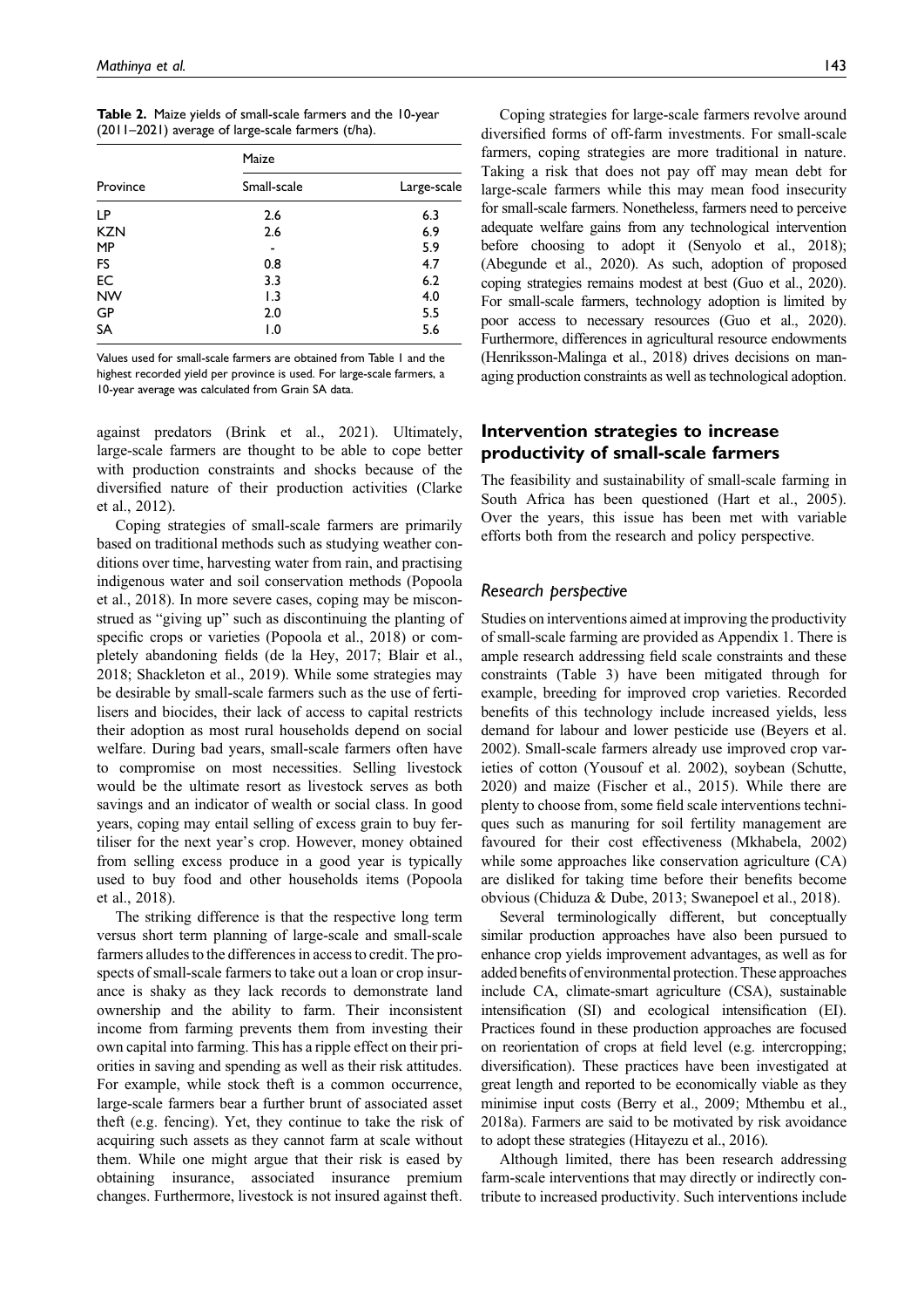**Table 2.** Maize yields of small-scale farmers and the 10-year (2011–2021) average of large-scale farmers (t/ha).

| Province | Maize | |
|---|---|---|
| | Small-scale | Large-scale |
| LP | 2.6 | 6.3 |
| KZN | 2.6 | 6.9 |
| MP | - | 5.9 |
| FS | 0.8 | 4.7 |
| EC | 3.3 | 6.2 |
| NW | 1.3 | 4.0 |
| GP | 2.0 | 5.5 |
| SA | 1.0 | 5.6 |

Values used for small-scale farmers are obtained from Table 1 and the highest recorded yield per province is used. For large-scale farmers, a 10-year average was calculated from Grain SA data.

against predators (Brink et al., 2021). Ultimately, large-scale farmers are thought to be able to cope better with production constraints and shocks because of the diversified nature of their production activities (Clarke et al., 2012).

Coping strategies of small-scale farmers are primarily based on traditional methods such as studying weather conditions over time, harvesting water from rain, and practising indigenous water and soil conservation methods (Popoola et al., 2018). In more severe cases, coping may be misconstrued as "giving up" such as discontinuing the planting of specific crops or varieties (Popoola et al., 2018) or completely abandoning fields (de la Hey, 2017; Blair et al., 2018; Shackleton et al., 2019). While some strategies may be desirable by small-scale farmers such as the use of fertilisers and biocides, their lack of access to capital restricts their adoption as most rural households depend on social welfare. During bad years, small-scale farmers often have to compromise on most necessities. Selling livestock would be the ultimate resort as livestock serves as both savings and an indicator of wealth or social class. In good years, coping may entail selling of excess grain to buy fertiliser for the next year's crop. However, money obtained from selling excess produce in a good year is typically used to buy food and other households items (Popoola et al., 2018).

The striking difference is that the respective long term versus short term planning of large-scale and small-scale farmers alludes to the differences in access to credit. The prospects of small-scale farmers to take out a loan or crop insurance is shaky as they lack records to demonstrate land ownership and the ability to farm. Their inconsistent income from farming prevents them from investing their own capital into farming. This has a ripple effect on their priorities in saving and spending as well as their risk attitudes. For example, while stock theft is a common occurrence, large-scale farmers bear a further brunt of associated asset theft (e.g. fencing). Yet, they continue to take the risk of acquiring such assets as they cannot farm at scale without them. While one might argue that their risk is eased by obtaining insurance, associated insurance premium changes. Furthermore, livestock is not insured against theft.

Coping strategies for large-scale farmers revolve around diversified forms of off-farm investments. For small-scale farmers, coping strategies are more traditional in nature. Taking a risk that does not pay off may mean debt for large-scale farmers while this may mean food insecurity for small-scale farmers. Nonetheless, farmers need to perceive adequate welfare gains from any technological intervention before choosing to adopt it (Senyolo et al., 2018); (Abegunde et al., 2020). As such, adoption of proposed coping strategies remains modest at best (Guo et al., 2020). For small-scale farmers, technology adoption is limited by poor access to necessary resources (Guo et al., 2020). Furthermore, differences in agricultural resource endowments (Henriksson-Malinga et al., 2018) drives decisions on managing production constraints as well as technological adoption.

## Intervention strategies to increase productivity of small-scale farmers

The feasibility and sustainability of small-scale farming in South Africa has been questioned (Hart et al., 2005). Over the years, this issue has been met with variable efforts both from the research and policy perspective.

### *Research perspective*

Studies on interventions aimed at improving the productivity of small-scale farming are provided as Appendix 1. There is ample research addressing field scale constraints and these constraints (Table 3) have been mitigated through for example, breeding for improved crop varieties. Recorded benefits of this technology include increased yields, less demand for labour and lower pesticide use (Beyers et al. 2002). Small-scale farmers already use improved crop varieties of cotton (Yousouf et al. 2002), soybean (Schutte, 2020) and maize (Fischer et al., 2015). While there are plenty to choose from, some field scale interventions techniques such as manuring for soil fertility management are favoured for their cost effectiveness (Mkhabela, 2002) while some approaches like conservation agriculture (CA) are disliked for taking time before their benefits become obvious (Chiduza & Dube, 2013; Swanepoel et al., 2018).

Several terminologically different, but conceptually similar production approaches have also been pursued to enhance crop yields improvement advantages, as well as for added benefits of environmental protection. These approaches include CA, climate-smart agriculture (CSA), sustainable intensification (SI) and ecological intensification (EI). Practices found in these production approaches are focused on reorientation of crops at field level (e.g. intercropping; diversification). These practices have been investigated at great length and reported to be economically viable as they minimise input costs (Berry et al., 2009; Mthembu et al., 2018a). Farmers are said to be motivated by risk avoidance to adopt these strategies (Hitayezu et al., 2016).

Although limited, there has been research addressing farm-scale interventions that may directly or indirectly contribute to increased productivity. Such interventions include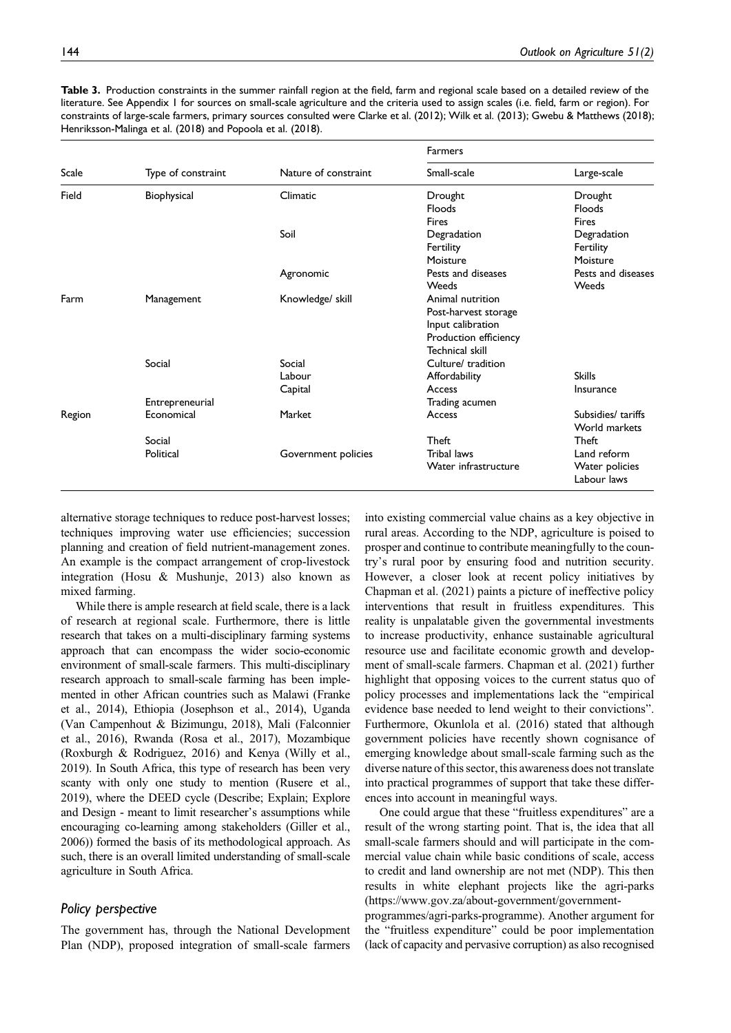**Table 3.** Production constraints in the summer rainfall region at the field, farm and regional scale based on a detailed review of the literature. See Appendix 1 for sources on small-scale agriculture and the criteria used to assign scales (i.e. field, farm or region). For constraints of large-scale farmers, primary sources consulted were Clarke et al. (2012); Wilk et al. (2013); Gwebu & Matthews (2018); Henriksson-Malinga et al. (2018) and Popoola et al. (2018).

| Scale | Type of constraint | Nature of constraint | Farmers | |
|---|---|---|---|---|
| | | | Small-scale | Large-scale |
| Field | Biophysical | Climatic | Drought<br>Floods<br>Fires | Drought<br>Floods<br>Fires |
| | | Soil | Degradation<br>Fertility<br>Moisture | Degradation<br>Fertility<br>Moisture |
| | | Agronomic | Pests and diseases<br>Weeds | Pests and diseases<br>Weeds |
| Farm | Management | Knowledge/ skill | Animal nutrition<br>Post-harvest storage<br>Input calibration<br>Production efficiency<br>Technical skill | |
| | Social | Social | Culture/ tradition | |
| | | Labour | Affordability | Skills |
| | | Capital | Access | Insurance |
| | Entrepreneurial | | Trading acumen | |
| Region | Economical | Market | Access | Subsidies/ tariffs<br>World markets |
| | Social | | Theft | Theft |
| | Political | Government policies | Tribal laws<br>Water infrastructure | Land reform<br>Water policies<br>Labour laws |

alternative storage techniques to reduce post-harvest losses; techniques improving water use efficiencies; succession planning and creation of field nutrient-management zones. An example is the compact arrangement of crop-livestock integration (Hosu & Mushunje, 2013) also known as mixed farming.

While there is ample research at field scale, there is a lack of research at regional scale. Furthermore, there is little research that takes on a multi-disciplinary farming systems approach that can encompass the wider socio-economic environment of small-scale farmers. This multi-disciplinary research approach to small-scale farming has been implemented in other African countries such as Malawi (Franke et al., 2014), Ethiopia (Josephson et al., 2014), Uganda (Van Campenhout & Bizimungu, 2018), Mali (Falconnier et al., 2016), Rwanda (Rosa et al., 2017), Mozambique (Roxburgh & Rodriguez, 2016) and Kenya (Willy et al., 2019). In South Africa, this type of research has been very scanty with only one study to mention (Rusere et al., 2019), where the DEED cycle (Describe; Explain; Explore and Design - meant to limit researcher's assumptions while encouraging co-learning among stakeholders (Giller et al., 2006)) formed the basis of its methodological approach. As such, there is an overall limited understanding of small-scale agriculture in South Africa.

### Policy perspective

The government has, through the National Development Plan (NDP), proposed integration of small-scale farmers into existing commercial value chains as a key objective in rural areas. According to the NDP, agriculture is poised to prosper and continue to contribute meaningfully to the country's rural poor by ensuring food and nutrition security. However, a closer look at recent policy initiatives by Chapman et al. (2021) paints a picture of ineffective policy interventions that result in fruitless expenditures. This reality is unpalatable given the governmental investments to increase productivity, enhance sustainable agricultural resource use and facilitate economic growth and development of small-scale farmers. Chapman et al. (2021) further highlight that opposing voices to the current status quo of policy processes and implementations lack the "empirical evidence base needed to lend weight to their convictions". Furthermore, Okunlola et al. (2016) stated that although government policies have recently shown cognisance of emerging knowledge about small-scale farming such as the diverse nature of this sector, this awareness does not translate into practical programmes of support that take these differences into account in meaningful ways.

One could argue that these "fruitless expenditures" are a result of the wrong starting point. That is, the idea that all small-scale farmers should and will participate in the commercial value chain while basic conditions of scale, access to credit and land ownership are not met (NDP). This then results in white elephant projects like the agri-parks (https://www.gov.za/about-government/government-programmes/agri-parks-programme). Another argument for the "fruitless expenditure" could be poor implementation (lack of capacity and pervasive corruption) as also recognised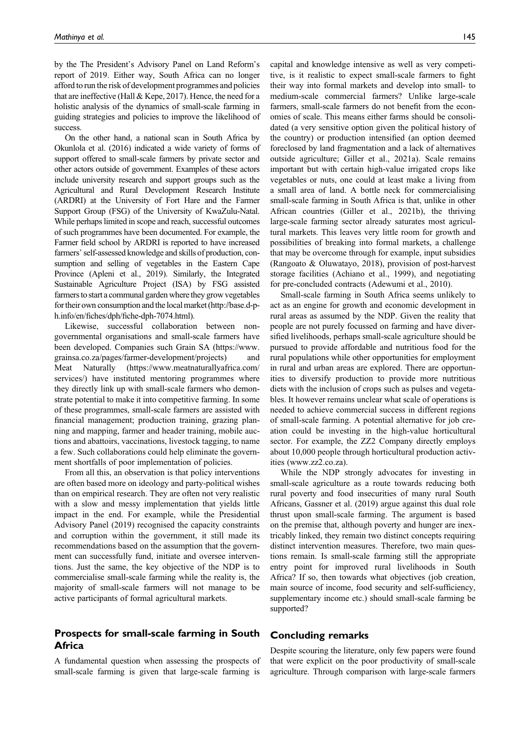by the The President's Advisory Panel on Land Reform's report of 2019. Either way, South Africa can no longer afford to run the risk of development programmes and policies that are ineffective (Hall & Kepe, 2017). Hence, the need for a holistic analysis of the dynamics of small-scale farming in guiding strategies and policies to improve the likelihood of success.

On the other hand, a national scan in South Africa by Okunlola et al. (2016) indicated a wide variety of forms of support offered to small-scale farmers by private sector and other actors outside of government. Examples of these actors include university research and support groups such as the Agricultural and Rural Development Research Institute (ARDRI) at the University of Fort Hare and the Farmer Support Group (FSG) of the University of KwaZulu-Natal. While perhaps limited in scope and reach, successful outcomes of such programmes have been documented. For example, the Farmer field school by ARDRI is reported to have increased farmers' self-assessed knowledge and skills of production, consumption and selling of vegetables in the Eastern Cape Province (Apleni et al., 2019). Similarly, the Integrated Sustainable Agriculture Project (ISA) by FSG assisted farmers to start a communal garden where they grow vegetables for their own consumption and the local market (http://base.d-p-h.info/en/fiches/dph/fiche-dph-7074.html).

Likewise, successful collaboration between non-governmental organisations and small-scale farmers have been developed. Companies such Grain SA (https://www.grainsa.co.za/pages/farmer-development/projects) and Meat Naturally (https://www.meatnaturallyafrica.com/services/) have instituted mentoring programmes where they directly link up with small-scale farmers who demonstrate potential to make it into competitive farming. In some of these programmes, small-scale farmers are assisted with financial management; production training, grazing planning and mapping, farmer and header training, mobile auctions and abattoirs, vaccinations, livestock tagging, to name a few. Such collaborations could help eliminate the government shortfalls of poor implementation of policies.

From all this, an observation is that policy interventions are often based more on ideology and party-political wishes than on empirical research. They are often not very realistic with a slow and messy implementation that yields little impact in the end. For example, while the Presidential Advisory Panel (2019) recognised the capacity constraints and corruption within the government, it still made its recommendations based on the assumption that the government can successfully fund, initiate and oversee interventions. Just the same, the key objective of the NDP is to commercialise small-scale farming while the reality is, the majority of small-scale farmers will not manage to be active participants of formal agricultural markets.

## Prospects for small-scale farming in South Africa

A fundamental question when assessing the prospects of small-scale farming is given that large-scale farming is capital and knowledge intensive as well as very competitive, is it realistic to expect small-scale farmers to fight their way into formal markets and develop into small- to medium-scale commercial farmers? Unlike large-scale farmers, small-scale farmers do not benefit from the economies of scale. This means either farms should be consolidated (a very sensitive option given the political history of the country) or production intensified (an option deemed foreclosed by land fragmentation and a lack of alternatives outside agriculture; Giller et al., 2021a). Scale remains important but with certain high-value irrigated crops like vegetables or nuts, one could at least make a living from a small area of land. A bottle neck for commercialising small-scale farming in South Africa is that, unlike in other African countries (Giller et al., 2021b), the thriving large-scale farming sector already saturates most agricultural markets. This leaves very little room for growth and possibilities of breaking into formal markets, a challenge that may be overcome through for example, input subsidies (Rangoato & Oluwatayo, 2018), provision of post-harvest storage facilities (Achiano et al., 1999), and negotiating for pre-concluded contracts (Adewumi et al., 2010).

Small-scale farming in South Africa seems unlikely to act as an engine for growth and economic development in rural areas as assumed by the NDP. Given the reality that people are not purely focussed on farming and have diversified livelihoods, perhaps small-scale agriculture should be pursued to provide affordable and nutritious food for the rural populations while other opportunities for employment in rural and urban areas are explored. There are opportunities to diversify production to provide more nutritious diets with the inclusion of crops such as pulses and vegetables. It however remains unclear what scale of operations is needed to achieve commercial success in different regions of small-scale farming. A potential alternative for job creation could be investing in the high-value horticultural sector. For example, the ZZ2 Company directly employs about 10,000 people through horticultural production activities (www.zz2.co.za).

While the NDP strongly advocates for investing in small-scale agriculture as a route towards reducing both rural poverty and food insecurities of many rural South Africans, Gassner et al. (2019) argue against this dual role thrust upon small-scale farming. The argument is based on the premise that, although poverty and hunger are inextricably linked, they remain two distinct concepts requiring distinct intervention measures. Therefore, two main questions remain. Is small-scale farming still the appropriate entry point for improved rural livelihoods in South Africa? If so, then towards what objectives (job creation, main source of income, food security and self-sufficiency, supplementary income etc.) should small-scale farming be supported?

## Concluding remarks

Despite scouring the literature, only few papers were found that were explicit on the poor productivity of small-scale agriculture. Through comparison with large-scale farmers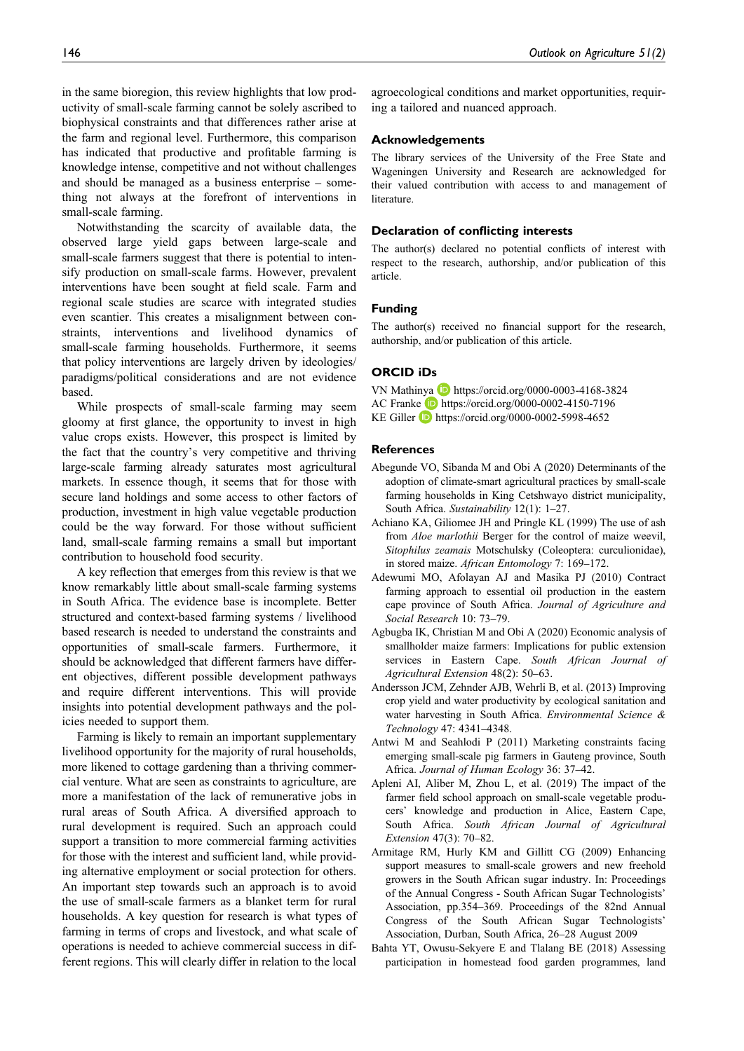in the same bioregion, this review highlights that low productivity of small-scale farming cannot be solely ascribed to biophysical constraints and that differences rather arise at the farm and regional level. Furthermore, this comparison has indicated that productive and profitable farming is knowledge intense, competitive and not without challenges and should be managed as a business enterprise – something not always at the forefront of interventions in small-scale farming.

Notwithstanding the scarcity of available data, the observed large yield gaps between large-scale and small-scale farmers suggest that there is potential to intensify production on small-scale farms. However, prevalent interventions have been sought at field scale. Farm and regional scale studies are scarce with integrated studies even scantier. This creates a misalignment between constraints, interventions and livelihood dynamics of small-scale farming households. Furthermore, it seems that policy interventions are largely driven by ideologies/ paradigms/political considerations and are not evidence based.

While prospects of small-scale farming may seem gloomy at first glance, the opportunity to invest in high value crops exists. However, this prospect is limited by the fact that the country's very competitive and thriving large-scale farming already saturates most agricultural markets. In essence though, it seems that for those with secure land holdings and some access to other factors of production, investment in high value vegetable production could be the way forward. For those without sufficient land, small-scale farming remains a small but important contribution to household food security.

A key reflection that emerges from this review is that we know remarkably little about small-scale farming systems in South Africa. The evidence base is incomplete. Better structured and context-based farming systems / livelihood based research is needed to understand the constraints and opportunities of small-scale farmers. Furthermore, it should be acknowledged that different farmers have different objectives, different possible development pathways and require different interventions. This will provide insights into potential development pathways and the policies needed to support them.

Farming is likely to remain an important supplementary livelihood opportunity for the majority of rural households, more likened to cottage gardening than a thriving commercial venture. What are seen as constraints to agriculture, are more a manifestation of the lack of remunerative jobs in rural areas of South Africa. A diversified approach to rural development is required. Such an approach could support a transition to more commercial farming activities for those with the interest and sufficient land, while providing alternative employment or social protection for others. An important step towards such an approach is to avoid the use of small-scale farmers as a blanket term for rural households. A key question for research is what types of farming in terms of crops and livestock, and what scale of operations is needed to achieve commercial success in different regions. This will clearly differ in relation to the local agroecological conditions and market opportunities, requiring a tailored and nuanced approach.

## Acknowledgements

The library services of the University of the Free State and Wageningen University and Research are acknowledged for their valued contribution with access to and management of literature.

## Declaration of conflicting interests

The author(s) declared no potential conflicts of interest with respect to the research, authorship, and/or publication of this article.

## Funding

The author(s) received no financial support for the research, authorship, and/or publication of this article.

## ORCID iDs

VN Mathinya https://orcid.org/0000-0003-4168-3824
AC Franke https://orcid.org/0000-0002-4150-7196
KE Giller https://orcid.org/0000-0002-5998-4652

## References

Abegunde VO, Sibanda M and Obi A (2020) Determinants of the adoption of climate-smart agricultural practices by small-scale farming households in King Cetshwayo district municipality, South Africa. *Sustainability* 12(1): 1–27.

Achiano KA, Giliomee JH and Pringle KL (1999) The use of ash from *Aloe marlothii* Berger for the control of maize weevil, *Sitophilus zeamais* Motschulsky (Coleoptera: curculionidae), in stored maize. *African Entomology* 7: 169–172.

Adewumi MO, Afolayan AJ and Masika PJ (2010) Contract farming approach to essential oil production in the eastern cape province of South Africa. *Journal of Agriculture and Social Research* 10: 73–79.

Agbugba IK, Christian M and Obi A (2020) Economic analysis of smallholder maize farmers: Implications for public extension services in Eastern Cape. *South African Journal of Agricultural Extension* 48(2): 50–63.

Andersson JCM, Zehnder AJB, Wehrli B, et al. (2013) Improving crop yield and water productivity by ecological sanitation and water harvesting in South Africa. *Environmental Science & Technology* 47: 4341–4348.

Antwi M and Seahlodi P (2011) Marketing constraints facing emerging small-scale pig farmers in Gauteng province, South Africa. *Journal of Human Ecology* 36: 37–42.

Apleni AI, Aliber M, Zhou L, et al. (2019) The impact of the farmer field school approach on small-scale vegetable producers' knowledge and production in Alice, Eastern Cape, South Africa. *South African Journal of Agricultural Extension* 47(3): 70–82.

Armitage RM, Hurly KM and Gillitt CG (2009) Enhancing support measures to small-scale growers and new freehold growers in the South African sugar industry. In: Proceedings of the Annual Congress - South African Sugar Technologists' Association, pp.354–369. Proceedings of the 82nd Annual Congress of the South African Sugar Technologists' Association, Durban, South Africa, 26–28 August 2009

Bahta YT, Owusu-Sekyere E and Tlalang BE (2018) Assessing participation in homestead food garden programmes, land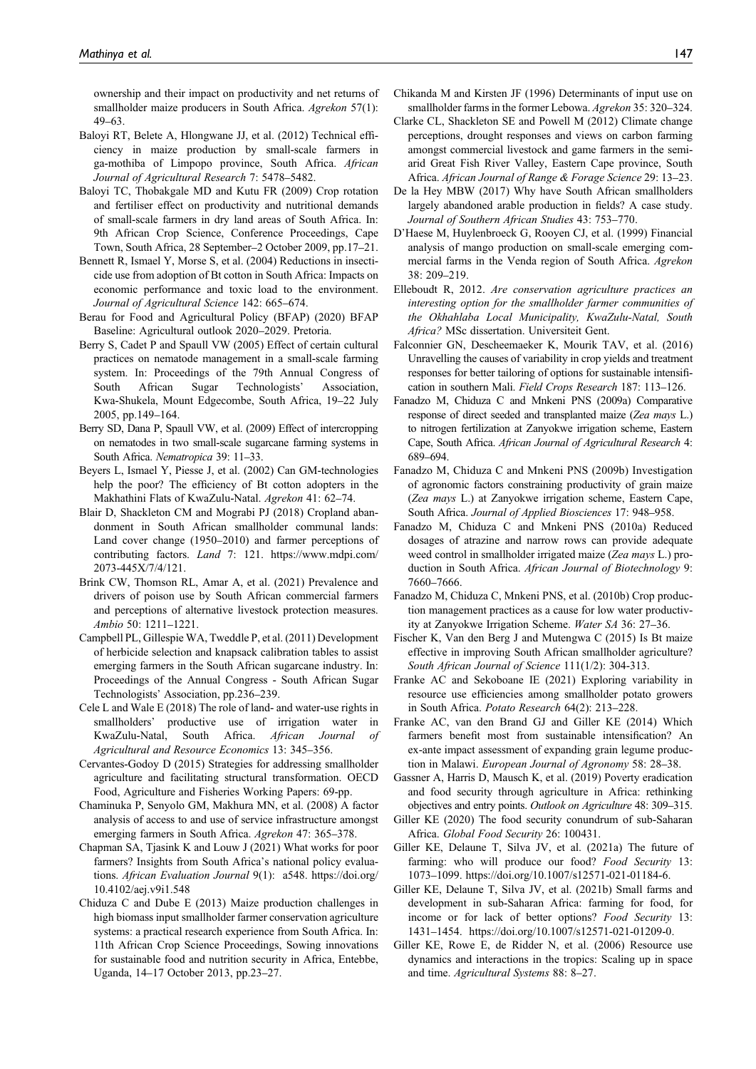ownership and their impact on productivity and net returns of smallholder maize producers in South Africa. *Agrekon* 57(1): 49–63.

Baloyi RT, Belete A, Hlongwane JJ, et al. (2012) Technical efficiency in maize production by small-scale farmers in ga-mothiba of Limpopo province, South Africa. *African Journal of Agricultural Research* 7: 5478–5482.

Baloyi TC, Thobakgale MD and Kutu FR (2009) Crop rotation and fertiliser effect on productivity and nutritional demands of small-scale farmers in dry land areas of South Africa. In: 9th African Crop Science, Conference Proceedings, Cape Town, South Africa, 28 September–2 October 2009, pp.17–21.

Bennett R, Ismael Y, Morse S, et al. (2004) Reductions in insecticide use from adoption of Bt cotton in South Africa: Impacts on economic performance and toxic load to the environment. *Journal of Agricultural Science* 142: 665–674.

Berau for Food and Agricultural Policy (BFAP) (2020) BFAP Baseline: Agricultural outlook 2020–2029. Pretoria.

Berry S, Cadet P and Spaull VW (2005) Effect of certain cultural practices on nematode management in a small-scale farming system. In: Proceedings of the 79th Annual Congress of South African Sugar Technologists' Association, Kwa-Shukela, Mount Edgecombe, South Africa, 19–22 July 2005, pp.149–164.

Berry SD, Dana P, Spaull VW, et al. (2009) Effect of intercropping on nematodes in two small-scale sugarcane farming systems in South Africa. *Nematropica* 39: 11–33.

Beyers L, Ismael Y, Piesse J, et al. (2002) Can GM-technologies help the poor? The efficiency of Bt cotton adopters in the Makhathini Flats of KwaZulu-Natal. *Agrekon* 41: 62–74.

Blair D, Shackleton CM and Mograbi PJ (2018) Cropland abandonment in South African smallholder communal lands: Land cover change (1950–2010) and farmer perceptions of contributing factors. *Land* 7: 121. https://www.mdpi.com/2073-445X/7/4/121.

Brink CW, Thomson RL, Amar A, et al. (2021) Prevalence and drivers of poison use by South African commercial farmers and perceptions of alternative livestock protection measures. *Ambio* 50: 1211–1221.

Campbell PL, Gillespie WA, Tweddle P, et al. (2011) Development of herbicide selection and knapsack calibration tables to assist emerging farmers in the South African sugarcane industry. In: Proceedings of the Annual Congress - South African Sugar Technologists' Association, pp.236–239.

Cele L and Wale E (2018) The role of land- and water-use rights in smallholders' productive use of irrigation water in KwaZulu-Natal, South Africa. *African Journal of Agricultural and Resource Economics* 13: 345–356.

Cervantes-Godoy D (2015) Strategies for addressing smallholder agriculture and facilitating structural transformation. OECD Food, Agriculture and Fisheries Working Papers: 69-pp.

Chaminuka P, Senyolo GM, Makhura MN, et al. (2008) A factor analysis of access to and use of service infrastructure amongst emerging farmers in South Africa. *Agrekon* 47: 365–378.

Chapman SA, Tjasink K and Louw J (2021) What works for poor farmers? Insights from South Africa's national policy evaluations. *African Evaluation Journal* 9(1): a548. https://doi.org/10.4102/aej.v9i1.548

Chiduza C and Dube E (2013) Maize production challenges in high biomass input smallholder farmer conservation agriculture systems: a practical research experience from South Africa. In: 11th African Crop Science Proceedings, Sowing innovations for sustainable food and nutrition security in Africa, Entebbe, Uganda, 14–17 October 2013, pp.23–27.

Chikanda M and Kirsten JF (1996) Determinants of input use on smallholder farms in the former Lebowa. *Agrekon* 35: 320–324.

Clarke CL, Shackleton SE and Powell M (2012) Climate change perceptions, drought responses and views on carbon farming amongst commercial livestock and game farmers in the semi-arid Great Fish River Valley, Eastern Cape province, South Africa. *African Journal of Range & Forage Science* 29: 13–23.

De la Hey MBW (2017) Why have South African smallholders largely abandoned arable production in fields? A case study. *Journal of Southern African Studies* 43: 753–770.

D'Haese M, Huylenbroeck G, Rooyen CJ, et al. (1999) Financial analysis of mango production on small-scale emerging commercial farms in the Venda region of South Africa. *Agrekon* 38: 209–219.

Elleboudt R, 2012. *Are conservation agriculture practices an interesting option for the smallholder farmer communities of the Okhahlaba Local Municipality, KwaZulu-Natal, South Africa?* MSc dissertation. Universiteit Gent.

Falconnier GN, Descheemaeker K, Mourik TAV, et al. (2016) Unravelling the causes of variability in crop yields and treatment responses for better tailoring of options for sustainable intensification in southern Mali. *Field Crops Research* 187: 113–126.

Fanadzo M, Chiduza C and Mnkeni PNS (2009a) Comparative response of direct seeded and transplanted maize (*Zea mays* L.) to nitrogen fertilization at Zanyokwe irrigation scheme, Eastern Cape, South Africa. *African Journal of Agricultural Research* 4: 689–694.

Fanadzo M, Chiduza C and Mnkeni PNS (2009b) Investigation of agronomic factors constraining productivity of grain maize (*Zea mays* L.) at Zanyokwe irrigation scheme, Eastern Cape, South Africa. *Journal of Applied Biosciences* 17: 948–958.

Fanadzo M, Chiduza C and Mnkeni PNS (2010a) Reduced dosages of atrazine and narrow rows can provide adequate weed control in smallholder irrigated maize (*Zea mays* L.) production in South Africa. *African Journal of Biotechnology* 9: 7660–7666.

Fanadzo M, Chiduza C, Mnkeni PNS, et al. (2010b) Crop production management practices as a cause for low water productivity at Zanyokwe Irrigation Scheme. *Water SA* 36: 27–36.

Fischer K, Van den Berg J and Mutengwa C (2015) Is Bt maize effective in improving South African smallholder agriculture? *South African Journal of Science* 111(1/2): 304-313.

Franke AC and Sekoboane IE (2021) Exploring variability in resource use efficiencies among smallholder potato growers in South Africa. *Potato Research* 64(2): 213–228.

Franke AC, van den Brand GJ and Giller KE (2014) Which farmers benefit most from sustainable intensification? An ex-ante impact assessment of expanding grain legume production in Malawi. *European Journal of Agronomy* 58: 28–38.

Gassner A, Harris D, Mausch K, et al. (2019) Poverty eradication and food security through agriculture in Africa: rethinking objectives and entry points. *Outlook on Agriculture* 48: 309–315.

Giller KE (2020) The food security conundrum of sub-Saharan Africa. *Global Food Security* 26: 100431.

Giller KE, Delaune T, Silva JV, et al. (2021a) The future of farming: who will produce our food? *Food Security* 13: 1073–1099. https://doi.org/10.1007/s12571-021-01184-6.

Giller KE, Delaune T, Silva JV, et al. (2021b) Small farms and development in sub-Saharan Africa: farming for food, for income or for lack of better options? *Food Security* 13: 1431–1454. https://doi.org/10.1007/s12571-021-01209-0.

Giller KE, Rowe E, de Ridder N, et al. (2006) Resource use dynamics and interactions in the tropics: Scaling up in space and time. *Agricultural Systems* 88: 8–27.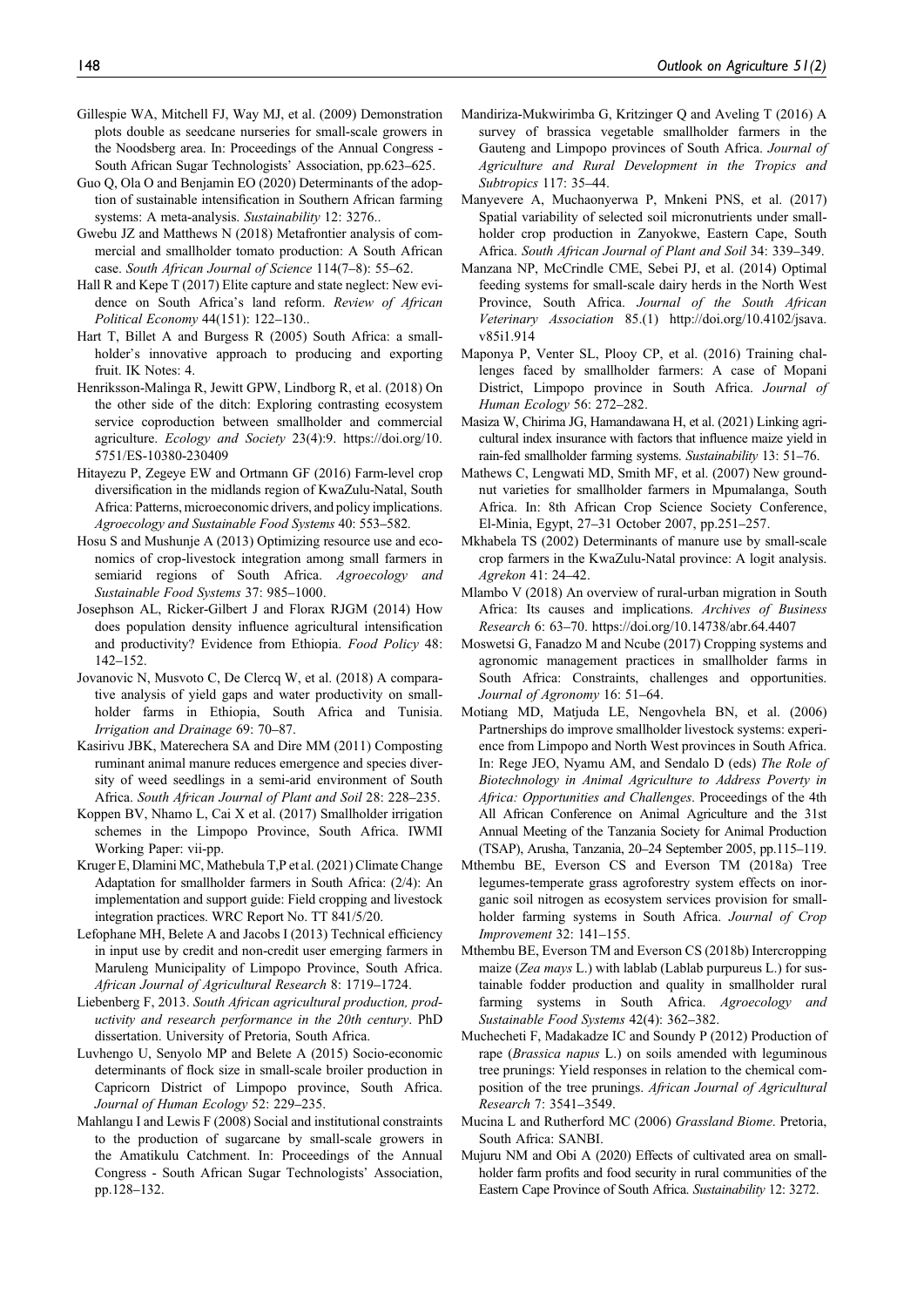Gillespie WA, Mitchell FJ, Way MJ, et al. (2009) Demonstration plots double as seedcane nurseries for small-scale growers in the Noodsberg area. In: Proceedings of the Annual Congress - South African Sugar Technologists' Association, pp.623–625.

Guo Q, Ola O and Benjamin EO (2020) Determinants of the adoption of sustainable intensification in Southern African farming systems: A meta-analysis. *Sustainability* 12: 3276..

Gwebu JZ and Matthews N (2018) Metafrontier analysis of commercial and smallholder tomato production: A South African case. *South African Journal of Science* 114(7–8): 55–62.

Hall R and Kepe T (2017) Elite capture and state neglect: New evidence on South Africa's land reform. *Review of African Political Economy* 44(151): 122–130..

Hart T, Billet A and Burgess R (2005) South Africa: a smallholder's innovative approach to producing and exporting fruit. IK Notes: 4.

Henriksson-Malinga R, Jewitt GPW, Lindborg R, et al. (2018) On the other side of the ditch: Exploring contrasting ecosystem service coproduction between smallholder and commercial agriculture. *Ecology and Society* 23(4):9. https://doi.org/10.5751/ES-10380-230409

Hitayezu P, Zegeye EW and Ortmann GF (2016) Farm-level crop diversification in the midlands region of KwaZulu-Natal, South Africa: Patterns, microeconomic drivers, and policy implications. *Agroecology and Sustainable Food Systems* 40: 553–582.

Hosu S and Mushunje A (2013) Optimizing resource use and economics of crop-livestock integration among small farmers in semiarid regions of South Africa. *Agroecology and Sustainable Food Systems* 37: 985–1000.

Josephson AL, Ricker-Gilbert J and Florax RJGM (2014) How does population density influence agricultural intensification and productivity? Evidence from Ethiopia. *Food Policy* 48: 142–152.

Jovanovic N, Musvoto C, De Clercq W, et al. (2018) A comparative analysis of yield gaps and water productivity on smallholder farms in Ethiopia, South Africa and Tunisia. *Irrigation and Drainage* 69: 70–87.

Kasirivu JBK, Materechera SA and Dire MM (2011) Composting ruminant animal manure reduces emergence and species diversity of weed seedlings in a semi-arid environment of South Africa. *South African Journal of Plant and Soil* 28: 228–235.

Koppen BV, Nhamo L, Cai X et al. (2017) Smallholder irrigation schemes in the Limpopo Province, South Africa. IWMI Working Paper: vii-pp.

Kruger E, Dlamini MC, Mathebula T,P et al. (2021) Climate Change Adaptation for smallholder farmers in South Africa: (2/4): An implementation and support guide: Field cropping and livestock integration practices. WRC Report No. TT 841/5/20.

Lefophane MH, Belete A and Jacobs I (2013) Technical efficiency in input use by credit and non-credit user emerging farmers in Maruleng Municipality of Limpopo Province, South Africa. *African Journal of Agricultural Research* 8: 1719–1724.

Liebenberg F, 2013. *South African agricultural production, productivity and research performance in the 20th century*. PhD dissertation. University of Pretoria, South Africa.

Luvhengo U, Senyolo MP and Belete A (2015) Socio-economic determinants of flock size in small-scale broiler production in Capricorn District of Limpopo province, South Africa. *Journal of Human Ecology* 52: 229–235.

Mahlangu I and Lewis F (2008) Social and institutional constraints to the production of sugarcane by small-scale growers in the Amatikulu Catchment. In: Proceedings of the Annual Congress - South African Sugar Technologists' Association, pp.128–132.

Mandiriza-Mukwirimba G, Kritzinger Q and Aveling T (2016) A survey of brassica vegetable smallholder farmers in the Gauteng and Limpopo provinces of South Africa. *Journal of Agriculture and Rural Development in the Tropics and Subtropics* 117: 35–44.

Manyevere A, Muchaonyerwa P, Mnkeni PNS, et al. (2017) Spatial variability of selected soil micronutrients under smallholder crop production in Zanyokwe, Eastern Cape, South Africa. *South African Journal of Plant and Soil* 34: 339–349.

Manzana NP, McCrindle CME, Sebei PJ, et al. (2014) Optimal feeding systems for small-scale dairy herds in the North West Province, South Africa. *Journal of the South African Veterinary Association* 85.(1) http://doi.org/10.4102/jsava.v85i1.914

Maponya P, Venter SL, Plooy CP, et al. (2016) Training challenges faced by smallholder farmers: A case of Mopani District, Limpopo province in South Africa. *Journal of Human Ecology* 56: 272–282.

Masiza W, Chirima JG, Hamandawana H, et al. (2021) Linking agricultural index insurance with factors that influence maize yield in rain-fed smallholder farming systems. *Sustainability* 13: 51–76.

Mathews C, Lengwati MD, Smith MF, et al. (2007) New groundnut varieties for smallholder farmers in Mpumalanga, South Africa. In: 8th African Crop Science Society Conference, El-Minia, Egypt, 27–31 October 2007, pp.251–257.

Mkhabela TS (2002) Determinants of manure use by small-scale crop farmers in the KwaZulu-Natal province: A logit analysis. *Agrekon* 41: 24–42.

Mlambo V (2018) An overview of rural-urban migration in South Africa: Its causes and implications. *Archives of Business Research* 6: 63–70. https://doi.org/10.14738/abr.64.4407

Moswetsi G, Fanadzo M and Ncube (2017) Cropping systems and agronomic management practices in smallholder farms in South Africa: Constraints, challenges and opportunities. *Journal of Agronomy* 16: 51–64.

Motiang MD, Matjuda LE, Nengovhela BN, et al. (2006) Partnerships do improve smallholder livestock systems: experience from Limpopo and North West provinces in South Africa. In: Rege JEO, Nyamu AM, and Sendalo D (eds) *The Role of Biotechnology in Animal Agriculture to Address Poverty in Africa: Opportunities and Challenges*. Proceedings of the 4th All African Conference on Animal Agriculture and the 31st Annual Meeting of the Tanzania Society for Animal Production (TSAP), Arusha, Tanzania, 20–24 September 2005, pp.115–119.

Mthembu BE, Everson CS and Everson TM (2018a) Tree legumes-temperate grass agroforestry system effects on inorganic soil nitrogen as ecosystem services provision for smallholder farming systems in South Africa. *Journal of Crop Improvement* 32: 141–155.

Mthembu BE, Everson TM and Everson CS (2018b) Intercropping maize (*Zea mays* L.) with lablab (Lablab purpureus L.) for sustainable fodder production and quality in smallholder rural farming systems in South Africa. *Agroecology and Sustainable Food Systems* 42(4): 362–382.

Muchecheti F, Madakadze IC and Soundy P (2012) Production of rape (*Brassica napus* L.) on soils amended with leguminous tree prunings: Yield responses in relation to the chemical composition of the tree prunings. *African Journal of Agricultural Research* 7: 3541–3549.

Mucina L and Rutherford MC (2006) *Grassland Biome*. Pretoria, South Africa: SANBI.

Mujuru NM and Obi A (2020) Effects of cultivated area on smallholder farm profits and food security in rural communities of the Eastern Cape Province of South Africa. *Sustainability* 12: 3272.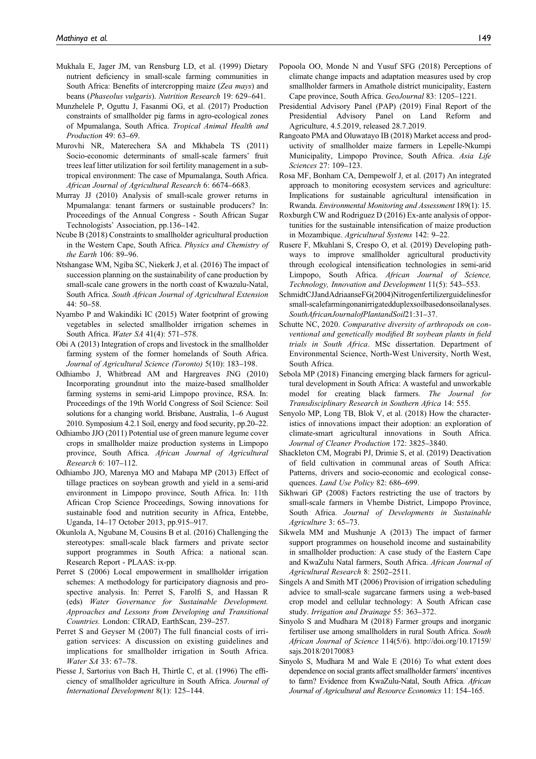Mukhala E, Jager JM, van Rensburg LD, et al. (1999) Dietary nutrient deficiency in small-scale farming communities in South Africa: Benefits of intercropping maize (*Zea mays*) and beans (*Phaseolus vulgaris*). *Nutrition Research* 19: 629–641.

Munzhelele P, Oguttu J, Fasanmi OG, et al. (2017) Production constraints of smallholder pig farms in agro-ecological zones of Mpumalanga, South Africa. *Tropical Animal Health and Production* 49: 63–69.

Murovhi NR, Materechera SA and Mkhabela TS (2011) Socio-economic determinants of small-scale farmers' fruit trees leaf litter utilization for soil fertility management in a subtropical environment: The case of Mpumalanga, South Africa. *African Journal of Agricultural Research* 6: 6674–6683.

Murray JJ (2010) Analysis of small-scale grower returns in Mpumalanga: tenant farmers or sustainable producers? In: Proceedings of the Annual Congress - South African Sugar Technologists' Association, pp.136–142.

Ncube B (2018) Constraints to smallholder agricultural production in the Western Cape, South Africa. *Physics and Chemistry of the Earth* 106: 89–96.

Ntshangase WM, Ngiba SC, Niekerk J, et al. (2016) The impact of succession planning on the sustainability of cane production by small-scale cane growers in the north coast of Kwazulu-Natal, South Africa. *South African Journal of Agricultural Extension* 44: 50–58.

Nyambo P and Wakindiki IC (2015) Water footprint of growing vegetables in selected smallholder irrigation schemes in South Africa. *Water SA* 41(4): 571–578.

Obi A (2013) Integration of crops and livestock in the smallholder farming system of the former homelands of South Africa. *Journal of Agricultural Science (Toronto)* 5(10): 183–198.

Odhiambo J, Whitbread AM and Hargreaves JNG (2010) Incorporating groundnut into the maize-based smallholder farming systems in semi-arid Limpopo province, RSA. In: Proceedings of the 19th World Congress of Soil Science: Soil solutions for a changing world. Brisbane, Australia, 1–6 August 2010. Symposium 4.2.1 Soil, energy and food security, pp.20–22.

Odhiambo JJO (2011) Potential use of green manure legume cover crops in smallholder maize production systems in Limpopo province, South Africa. *African Journal of Agricultural Research* 6: 107–112.

Odhiambo JJO, Marenya MO and Mabapa MP (2013) Effect of tillage practices on soybean growth and yield in a semi-arid environment in Limpopo province, South Africa. In: 11th African Crop Science Proceedings, Sowing innovations for sustainable food and nutrition security in Africa, Entebbe, Uganda, 14–17 October 2013, pp.915–917.

Okunlola A, Ngubane M, Cousins B et al. (2016) Challenging the stereotypes: small-scale black farmers and private sector support programmes in South Africa: a national scan. Research Report - PLAAS: ix-pp.

Perret S (2006) Local empowerment in smallholder irrigation schemes: A methodology for participatory diagnosis and prospective analysis. In: Perret S, Farolfi S, and Hassan R (eds) *Water Governance for Sustainable Development. Approaches and Lessons from Developing and Transitional Countries.* London: CIRAD, EarthScan, 239–257.

Perret S and Geyser M (2007) The full financial costs of irrigation services: A discussion on existing guidelines and implications for smallholder irrigation in South Africa. *Water SA* 33: 67–78.

Piesse J, Sartorius von Bach H, Thirtle C, et al. (1996) The efficiency of smallholder agriculture in South Africa. *Journal of International Development* 8(1): 125–144.

Popoola OO, Monde N and Yusuf SFG (2018) Perceptions of climate change impacts and adaptation measures used by crop smallholder farmers in Amathole district municipality, Eastern Cape province, South Africa. *GeoJournal* 83: 1205–1221.

Presidential Advisory Panel (PAP) (2019) Final Report of the Presidential Advisory Panel on Land Reform and Agriculture, 4.5.2019, released 28.7.2019.

Rangoato PMA and Oluwatayo IB (2018) Market access and productivity of smallholder maize farmers in Lepelle-Nkumpi Municipality, Limpopo Province, South Africa. *Asia Life Sciences* 27: 109–123.

Rosa MF, Bonham CA, Dempewolf J, et al. (2017) An integrated approach to monitoring ecosystem services and agriculture: Implications for sustainable agricultural intensification in Rwanda. *Environmental Monitoring and Assessment* 189(1): 15.

Roxburgh CW and Rodriguez D (2016) Ex-ante analysis of opportunities for the sustainable intensification of maize production in Mozambique. *Agricultural Systems* 142: 9–22.

Rusere F, Mkuhlani S, Crespo O, et al. (2019) Developing pathways to improve smallholder agricultural productivity through ecological intensification technologies in semi-arid Limpopo, South Africa. *African Journal of Science, Technology, Innovation and Development* 11(5): 543–553.

SchmidtCJJandAdriaanseFG(2004)Nitrogenfertilizerguidelinesfor small-scalefarmingonanirrigatedduplexsoilbasedonsoilanalyses. *SouthAfricanJournalofPlantandSoil*21:31–37.

Schutte NC, 2020. *Comparative diversity of arthropods on conventional and genetically modified Bt soybean plants in field trials in South Africa*. MSc dissertation. Department of Environmental Science, North-West University, North West, South Africa.

Sebola MP (2018) Financing emerging black farmers for agricultural development in South Africa: A wasteful and unworkable model for creating black farmers. *The Journal for Transdisciplinary Research in Southern Africa* 14: 555.

Senyolo MP, Long TB, Blok V, et al. (2018) How the characteristics of innovations impact their adoption: an exploration of climate-smart agricultural innovations in South Africa. *Journal of Cleaner Production* 172: 3825–3840.

Shackleton CM, Mograbi PJ, Drimie S, et al. (2019) Deactivation of field cultivation in communal areas of South Africa: Patterns, drivers and socio-economic and ecological consequences. *Land Use Policy* 82: 686–699.

Sikhwari GP (2008) Factors restricting the use of tractors by small-scale farmers in Vhembe District, Limpopo Province, South Africa. *Journal of Developments in Sustainable Agriculture* 3: 65–73.

Sikwela MM and Mushunje A (2013) The impact of farmer support programmes on household income and sustainability in smallholder production: A case study of the Eastern Cape and KwaZulu Natal farmers, South Africa. *African Journal of Agricultural Research* 8: 2502–2511.

Singels A and Smith MT (2006) Provision of irrigation scheduling advice to small-scale sugarcane farmers using a web-based crop model and cellular technology: A South African case study. *Irrigation and Drainage* 55: 363–372.

Sinyolo S and Mudhara M (2018) Farmer groups and inorganic fertiliser use among smallholders in rural South Africa. *South African Journal of Science* 114(5/6). http://doi.org/10.17159/sajs.2018/20170083

Sinyolo S, Mudhara M and Wale E (2016) To what extent does dependence on social grants affect smallholder farmers' incentives to farm? Evidence from KwaZulu-Natal, South Africa. *African Journal of Agricultural and Resource Economics* 11: 154–165.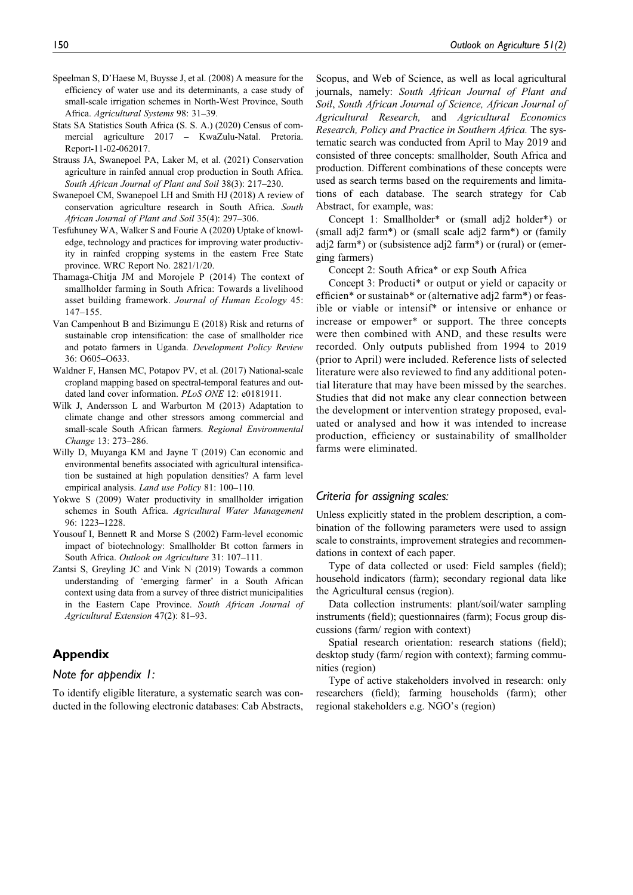Speelman S, D'Haese M, Buysse J, et al. (2008) A measure for the efficiency of water use and its determinants, a case study of small-scale irrigation schemes in North-West Province, South Africa. *Agricultural Systems* 98: 31–39.

Stats SA Statistics South Africa (S. S. A.) (2020) Census of commercial agriculture 2017 – KwaZulu-Natal. Pretoria. Report-11-02-062017.

Strauss JA, Swanepoel PA, Laker M, et al. (2021) Conservation agriculture in rainfed annual crop production in South Africa. *South African Journal of Plant and Soil* 38(3): 217–230.

Swanepoel CM, Swanepoel LH and Smith HJ (2018) A review of conservation agriculture research in South Africa. *South African Journal of Plant and Soil* 35(4): 297–306.

Tesfuhuney WA, Walker S and Fourie A (2020) Uptake of knowledge, technology and practices for improving water productivity in rainfed cropping systems in the eastern Free State province. WRC Report No. 2821/1/20.

Thamaga-Chitja JM and Morojele P (2014) The context of smallholder farming in South Africa: Towards a livelihood asset building framework. *Journal of Human Ecology* 45: 147–155.

Van Campenhout B and Bizimungu E (2018) Risk and returns of sustainable crop intensification: the case of smallholder rice and potato farmers in Uganda. *Development Policy Review* 36: O605–O633.

Waldner F, Hansen MC, Potapov PV, et al. (2017) National-scale cropland mapping based on spectral-temporal features and outdated land cover information. *PLoS ONE* 12: e0181911.

Wilk J, Andersson L and Warburton M (2013) Adaptation to climate change and other stressors among commercial and small-scale South African farmers. *Regional Environmental Change* 13: 273–286.

Willy D, Muyanga KM and Jayne T (2019) Can economic and environmental benefits associated with agricultural intensification be sustained at high population densities? A farm level empirical analysis. *Land use Policy* 81: 100–110.

Yokwe S (2009) Water productivity in smallholder irrigation schemes in South Africa. *Agricultural Water Management* 96: 1223–1228.

Yousouf I, Bennett R and Morse S (2002) Farm-level economic impact of biotechnology: Smallholder Bt cotton farmers in South Africa. *Outlook on Agriculture* 31: 107–111.

Zantsi S, Greyling JC and Vink N (2019) Towards a common understanding of 'emerging farmer' in a South African context using data from a survey of three district municipalities in the Eastern Cape Province. *South African Journal of Agricultural Extension* 47(2): 81–93.

## Appendix

### Note for appendix 1:

To identify eligible literature, a systematic search was conducted in the following electronic databases: Cab Abstracts, Scopus, and Web of Science, as well as local agricultural journals, namely: *South African Journal of Plant and Soil*, *South African Journal of Science, African Journal of Agricultural Research,* and *Agricultural Economics Research, Policy and Practice in Southern Africa.* The systematic search was conducted from April to May 2019 and consisted of three concepts: smallholder, South Africa and production. Different combinations of these concepts were used as search terms based on the requirements and limitations of each database. The search strategy for Cab Abstract, for example, was:

Concept 1: Smallholder* or (small adj2 holder*) or (small adj2 farm*) or (small scale adj2 farm*) or (family adj2 farm*) or (subsistence adj2 farm*) or (rural) or (emerging farmers)

Concept 2: South Africa* or exp South Africa

Concept 3: Producti* or output or yield or capacity or efficien* or sustainab* or (alternative adj2 farm*) or feasible or viable or intensif* or intensive or enhance or increase or empower* or support. The three concepts were then combined with AND, and these results were recorded. Only outputs published from 1994 to 2019 (prior to April) were included. Reference lists of selected literature were also reviewed to find any additional potential literature that may have been missed by the searches. Studies that did not make any clear connection between the development or intervention strategy proposed, evaluated or analysed and how it was intended to increase production, efficiency or sustainability of smallholder farms were eliminated.

### Criteria for assigning scales:

Unless explicitly stated in the problem description, a combination of the following parameters were used to assign scale to constraints, improvement strategies and recommendations in context of each paper.

Type of data collected or used: Field samples (field); household indicators (farm); secondary regional data like the Agricultural census (region).

Data collection instruments: plant/soil/water sampling instruments (field); questionnaires (farm); Focus group discussions (farm/ region with context)

Spatial research orientation: research stations (field); desktop study (farm/ region with context); farming communities (region)

Type of active stakeholders involved in research: only researchers (field); farming households (farm); other regional stakeholders e.g. NGO's (region)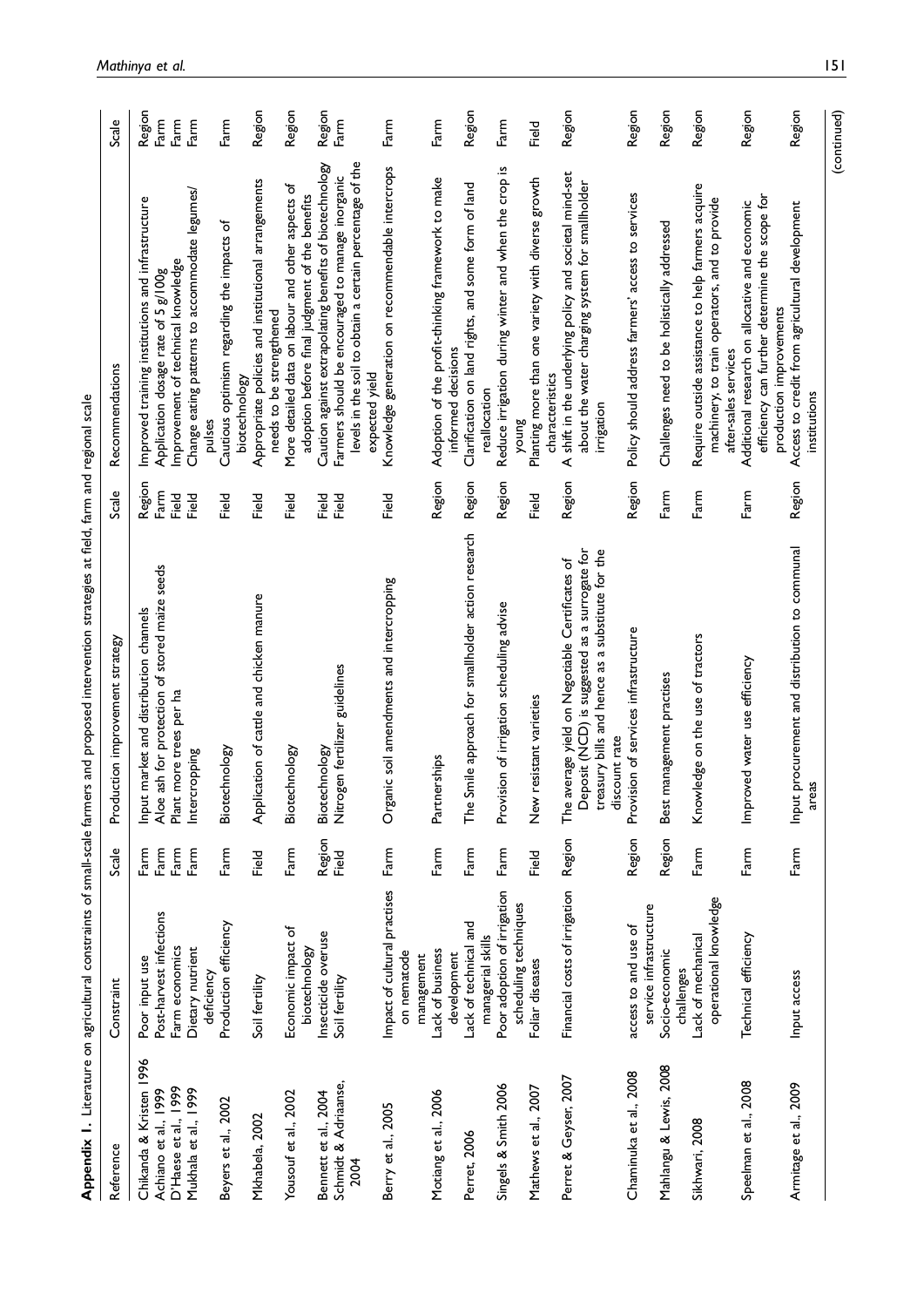**Appendix 1.** Literature on agricultural constraints of small-scale farmers and proposed intervention strategies at field, farm and regional scale

| Reference | Constraint | Scale | Production improvement strategy | Scale | Recommendations | Scale |
|---|---|---|---|---|---|---|
| Chikanda & Kristen 1996 | Poor input use | Farm | Input market and distribution channels | Region | Improved training institutions and infrastructure | Region |
| Achiano et al., 1999 | Post-harvest infections | Farm | Aloe ash for protection of stored maize seeds | Farm | Application dosage rate of 5 g/100g | Farm |
| D'Haese et al., 1999 | Farm economics | Farm | Plant more trees per ha | Field | Improvement of technical knowledge | Farm |
| Mukhala et al., 1999 | Dietary nutrient deficiency | Farm | Intercropping | Field | Change eating patterns to accommodate legumes/ pulses | Farm |
| Beyers et al., 2002 | Production efficiency | Farm | Biotechnology | Field | Cautious optimism regarding the impacts of biotechnology | Farm |
| Mkhabela, 2002 | Soil fertility | Field | Application of cattle and chicken manure | Field | Appropriate policies and institutional arrangements needs to be strengthened | Region |
| Yousouf et al., 2002 | Economic impact of biotechnology | Farm | Biotechnology | Field | More detailed data on labour and other aspects of adoption before final judgment of the benefits | Region |
| Bennett et al., 2004 | Insecticide overuse | Region | Biotechnology | Field | Caution against extrapolating benefits of biotechnology | Region |
| Schmidt & Adriaanse, 2004 | Soil fertility | Field | Nitrogen fertilizer guidelines | Field | Farmers should be encouraged to manage inorganic levels in the soil to obtain a certain percentage of the expected yield | Farm |
| Berry et al., 2005 | Impact of cultural practises on nematode management | Farm | Organic soil amendments and intercropping | Field | Knowledge generation on recommendable intercrops | Farm |
| Motiang et al., 2006 | Lack of business development | Farm | Partnerships | Region | Adoption of the profit-thinking framework to make informed decisions | Farm |
| Perret, 2006 | Lack of technical and managerial skills | Farm | The Smile approach for smallholder action research | Region | Clarification on land rights, and some form of land reallocation | Region |
| Singels & Smith 2006 | Poor adoption of irrigation scheduling techniques | Farm | Provision of irrigation scheduling advise | Region | Reduce irrigation during winter and when the crop is young | Farm |
| Mathews et al., 2007 | Foliar diseases | Field | New resistant varieties | Field | Planting more than one variety with diverse growth characteristics | Field |
| Perret & Geyser, 2007 | Financial costs of irrigation | Region | The average yield on Negotiable Certificates of Deposit (NCD) is suggested as a surrogate for treasury bills and hence as a substitute for the discount rate | Region | A shift in the underlying policy and societal mind-set about the water charging system for smallholder irrigation | Region |
| Chaminuka et al., 2008 | access to and use of service infrastructure | Region | Provision of services infrastructure | Region | Policy should address farmers' access to services | Region |
| Mahlangu & Lewis, 2008 | Socio-economic challenges | Region | Best management practises | Farm | Challenges need to be holistically addressed | Region |
| Sikhwari, 2008 | Lack of mechanical operational knowledge | Farm | Knowledge on the use of tractors | Farm | Require outside assistance to help farmers acquire machinery, to train operators, and to provide after-sales services | Region |
| Speelman et al., 2008 | Technical efficiency | Farm | Improved water use efficiency | Farm | Additional research on allocative and economic efficiency can further determine the scope for production improvements | Region |
| Armitage et al., 2009 | Input access | Farm | Input procurement and distribution to communal areas | Region | Access to credit from agricultural development institutions | Region |

(continued)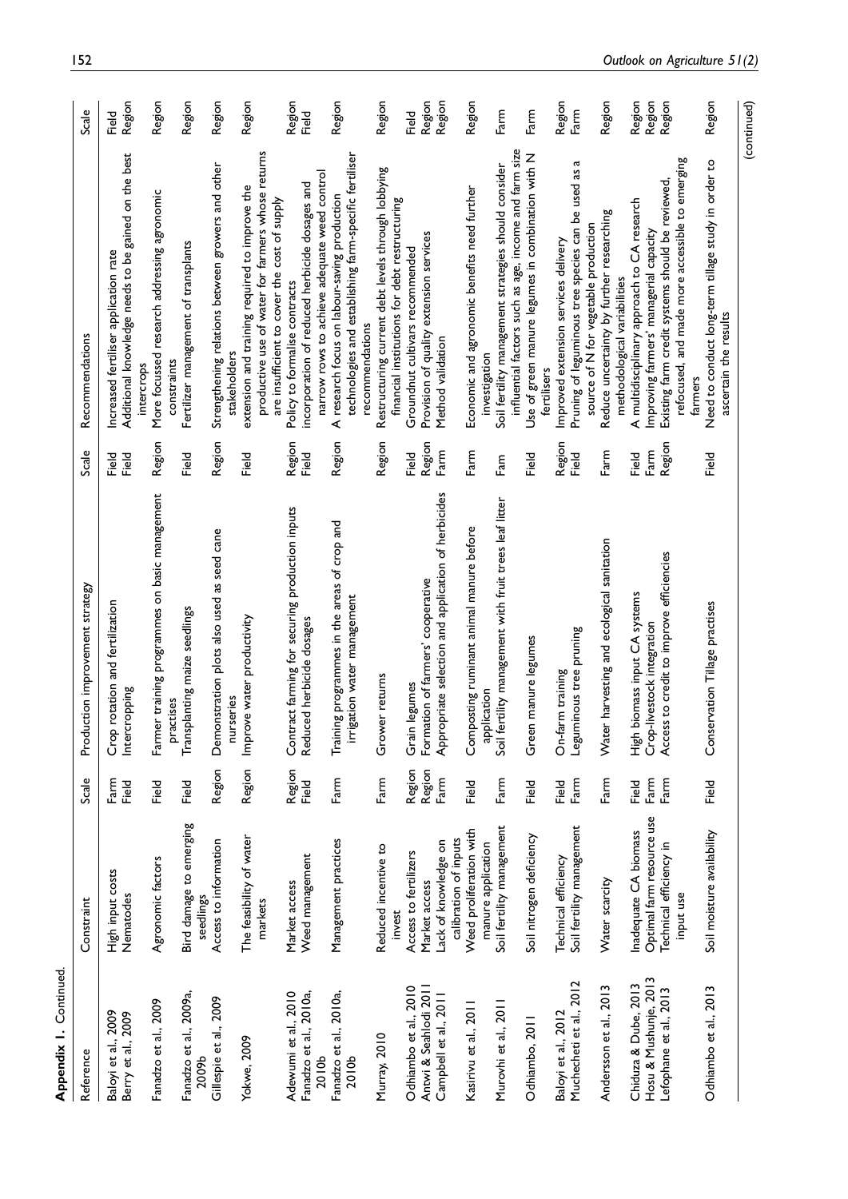**Appendix 1.** Continued.

| Reference | Constraint | Scale | Production improvement strategy | Scale | Recommendations | Scale |
|---|---|---|---|---|---|---|
| Baloyi et al., 2009 | High input costs | Farm | Crop rotation and fertilization | Field | Increased fertiliser application rate | Field |
| Berry et al., 2009 | Nematodes | Field | Intercropping | Field | Additional knowledge needs to be gained on the best intercrops | Region |
| Fanadzo et al., 2009 | Agronomic factors | Field | Farmer training programmes on basic management practises | Region | More focussed research addressing agronomic constraints | Region |
| Fanadzo et al., 2009a, 2009b | Bird damage to emerging seedlings | Field | Transplanting maize seedlings | Field | Fertilizer management of transplants | Region |
| Gillespie et al., 2009 | Access to information | Region | Demonstration plots also used as seed cane nurseries | Region | Strengthening relations between growers and other stakeholders | Region |
| Yokwe, 2009 | The feasibility of water markets | Region | Improve water productivity | Field | extension and training required to improve the productive use of water for farmers whose returns are insufficient to cover the cost of supply | Region |
| Adewumi et al., 2010 | Market access | Region | Contract farming for securing production inputs | Region | Policy to formalise contracts | Region |
| Fanadzo et al., 2010a, 2010b | Weed management | Field | Reduced herbicide dosages | Field | incorporation of reduced herbicide dosages and narrow rows to achieve adequate weed control | Field |
| Fanadzo et al., 2010a, 2010b | Management practices | Farm | Training programmes in the areas of crop and irrigation water management | Region | A research focus on labour-saving production technologies and establishing farm-specific fertiliser recommendations | Region |
| Murray, 2010 | Reduced incentive to invest | Farm | Grower returns | Region | Restructuring current debt levels through lobbying financial institutions for debt restructuring | Region |
| Odhiambo et al., 2010 | Access to fertilizers | Region | Grain legumes | Field | Groundnut cultivars recommended | Field |
| Antwi & Seahlodi 2011 | Market access | Region | Formation of farmers' cooperative | Region | Provision of quality extension services | Region |
| Campbell et al., 2011 | Lack of knowledge on calibration of inputs | Farm | Appropriate selection and application of herbicides | Farm | Method validation | Region |
| Kasirivu et al., 2011 | Weed proliferation with manure application | Field | Composting ruminant animal manure before application | Farm | Economic and agronomic benefits need further investigation | Region |
| Murovhi et al., 2011 | Soil fertility management | Farm | Soil fertility management with fruit trees leaf litter | Farm | Soil fertility management strategies should consider influential factors such as age, income and farm size | Farm |
| Odhiambo, 2011 | Soil nitrogen deficiency | Field | Green manure legumes | Field | Use of green manure legumes in combination with N fertilisers | Farm |
| Baloyi et al., 2012 | Technical efficiency | Field | On-farm training | Region | Improved extension services delivery | Region |
| Muchecheti et al., 2012 | Soil fertility management | Farm | Leguminous tree pruning | Field | Pruning of leguminous tree species can be used as a source of N for vegetable production | Farm |
| Andersson et al., 2013 | Water scarcity | Farm | Water harvesting and ecological sanitation | Farm | Reduce uncertainty by further researching methodological variabilities | Region |
| Chiduza & Dube, 2013 | Inadequate CA biomass | Field | High biomass input CA systems | Field | A multidisciplinary approach to CA research | Region |
| Hosu & Mushunje, 2013 | Optimal farm resource use | Farm | Crop-livestock integration | Farm | Improving farmers' managerial capacity | Region |
| Lefophane et al., 2013 | Technical efficiency in input use | Farm | Access to credit to improve efficiencies | Region | Existing farm credit systems should be reviewed, refocused, and made more accessible to emerging farmers | Region |
| Odhiambo et al., 2013 | Soil moisture availability | Field | Conservation Tillage practises | Field | Need to conduct long-term tillage study in order to ascertain the results | Region |

(continued)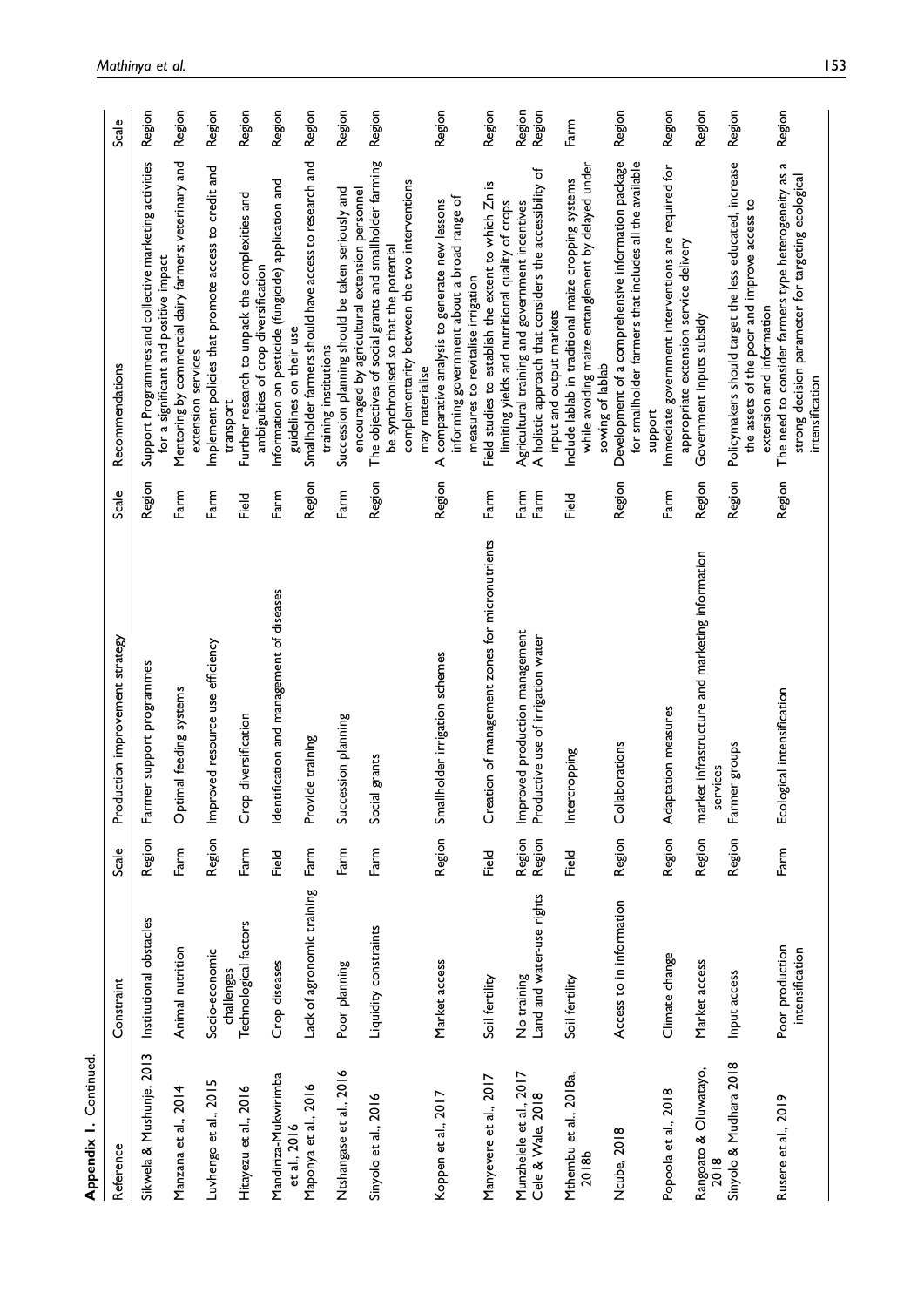**Appendix 1.** Continued.

| Reference | Constraint | Scale | Production improvement strategy | Scale | Recommendations | Scale |
|---|---|---|---|---|---|---|
| Sikwela & Mushunje, 2013 | Institutional obstacles | Region | Farmer support programmes | Region | Support Programmes and collective marketing activities for a significant and positive impact | Region |
| Manzana et al., 2014 | Animal nutrition | Farm | Optimal feeding systems | Farm | Mentoring by commercial dairy farmers; veterinary and extension services | Region |
| Luvhengo et al., 2015 | Socio-economic challenges | Region | Improved resource use efficiency | Farm | Implement policies that promote access to credit and transport | Region |
| Hitayezu et al., 2016 | Technological factors | Farm | Crop diversification | Field | Further research to unpack the complexities and ambiguities of crop diversification | Region |
| Mandiriza-Mukwirimba et al., 2016 | Crop diseases | Field | Identification and management of diseases | Farm | Information on pesticide (fungicide) application and guidelines on their use | Region |
| Maponya et al., 2016 | Lack of agronomic training | Farm | Provide training | Region | Smallholder farmers should have access to research and training institutions | Region |
| Ntshangase et al., 2016 | Poor planning | Farm | Succession planning | Farm | Succession planning should be taken seriously and encouraged by agricultural extension personnel | Region |
| Sinyolo et al., 2016 | Liquidity constraints | Farm | Social grants | Region | The objectives of social grants and smallholder farming be synchronised so that the potential complementarity between the two interventions may materialise | Region |
| Koppen et al., 2017 | Market access | Region | Smallholder irrigation schemes | Region | A comparative analysis to generate new lessons informing government about a broad range of measures to revitalise irrigation | Region |
| Manyevere et al., 2017 | Soil fertility | Field | Creation of management zones for micronutrients | Farm | Field studies to establish the extent to which Zn is limiting yields and nutritional quality of crops | Region |
| Munzhelele et al., 2017 | No training | Region | Improved production management | Farm | Agricultural training and government incentives | Region |
| Cele & Wale, 2018 | Land and water-use rights | Region | Productive use of irrigation water | Farm | A holistic approach that considers the accessibility of input and output markets | Region |
| Mthembu et al., 2018a, 2018b | Soil fertility | Field | Intercropping | Field | Include lablab in traditional maize cropping systems while avoiding maize entanglement by delayed under sowing of lablab | Farm |
| Ncube, 2018 | Access to information | Region | Collaborations | Region | Development of a comprehensive information package for smallholder farmers that includes all the available support | Region |
| Popoola et al., 2018 | Climate change | Region | Adaptation measures | Farm | Immediate government interventions are required for appropriate extension service delivery | Region |
| Rangoato & Oluwatayo, 2018 | Market access | Region | market infrastructure and marketing information services | Region | Government inputs subsidy | Region |
| Sinyolo & Mudhara 2018 | Input access | Region | Farmer groups | Region | Policymakers should target the less educated, increase the assets of the poor and improve access to extension and information | Region |
| Rusere et al., 2019 | Poor production intensification | Farm | Ecological intensification | Region | The need to consider farmers type heterogeneity as a strong decision parameter for targeting ecological intensification | Region |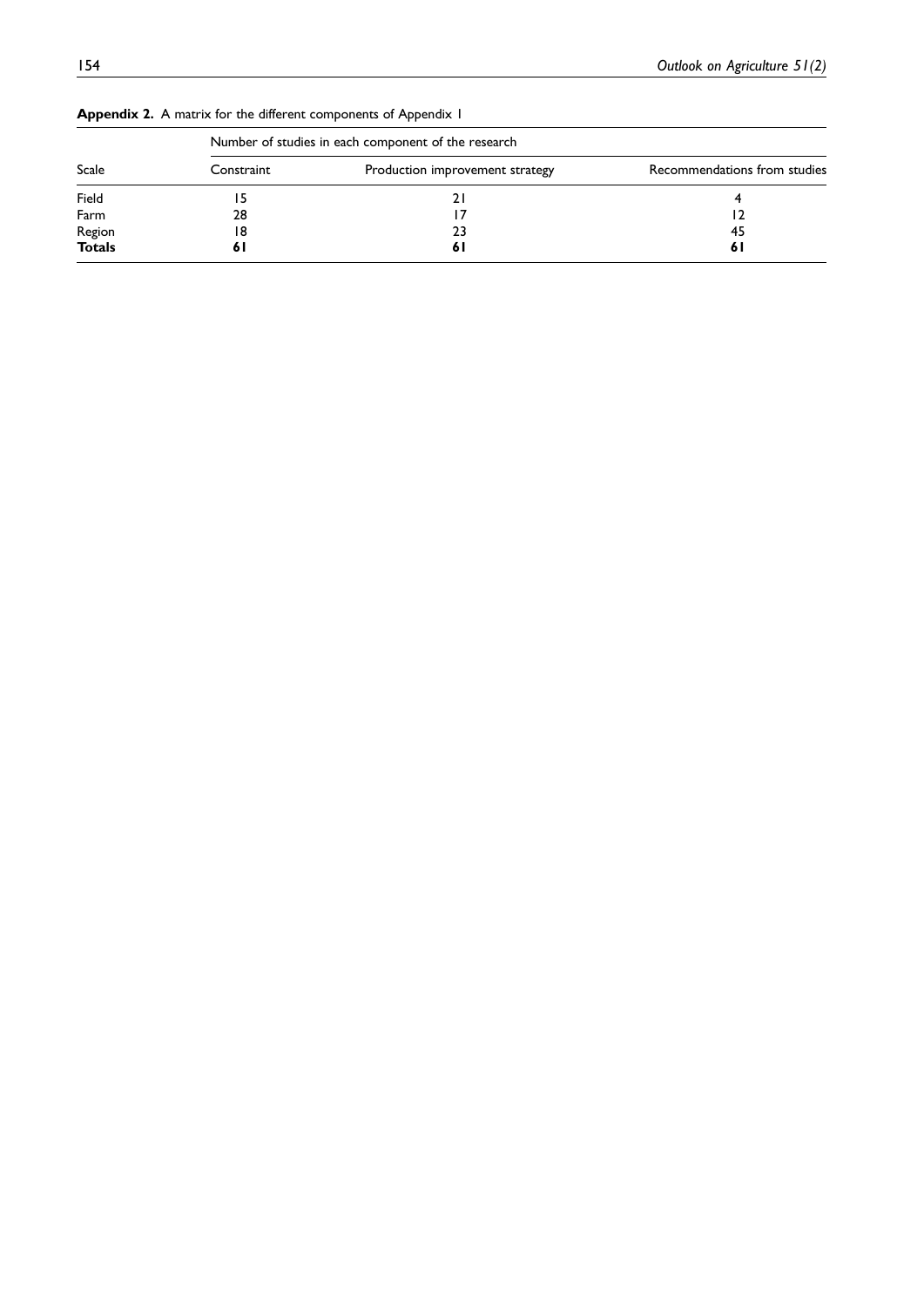**Appendix 2.** A matrix for the different components of Appendix 1

| Scale | Number of studies in each component of the research | | |
|---|---|---|---|
| | Constraint | Production improvement strategy | Recommendations from studies |
| Field | 15 | 21 | 4 |
| Farm | 28 | 17 | 12 |
| Region | 18 | 23 | 45 |
| **Totals** | **61** | **61** | **61** |